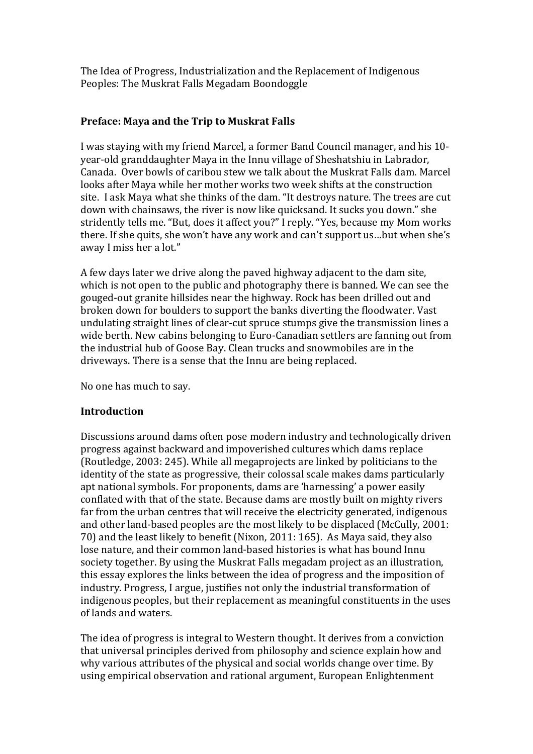The Idea of Progress, Industrialization and the Replacement of Indigenous Peoples: The Muskrat Falls Megadam Boondoggle

## Preface: Maya and the Trip to Muskrat Falls

I was staying with my friend Marcel, a former Band Council manager, and his 10-year-old granddaughter Maya in the Innu village of Sheshatshiu in Labrador, Canada. Over bowls of caribou stew we talk about the Muskrat Falls dam. Marcel looks after Maya while her mother works two week shifts at the construction site. I ask Maya what she thinks of the dam. "It destroys nature. The trees are cut down with chainsaws, the river is now like quicksand. It sucks you down." she stridently tells me. "But, does it affect you?" I reply. "Yes, because my Mom works there. If she quits, she won't have any work and can't support us…but when she's away I miss her a lot."

A few days later we drive along the paved highway adjacent to the dam site, which is not open to the public and photography there is banned. We can see the gouged-out granite hillsides near the highway. Rock has been drilled out and broken down for boulders to support the banks diverting the floodwater. Vast undulating straight lines of clear-cut spruce stumps give the transmission lines a wide berth. New cabins belonging to Euro-Canadian settlers are fanning out from the industrial hub of Goose Bay. Clean trucks and snowmobiles are in the driveways. There is a sense that the Innu are being replaced.

No one has much to say.

## Introduction

Discussions around dams often pose modern industry and technologically driven progress against backward and impoverished cultures which dams replace (Routledge, 2003: 245). While all megaprojects are linked by politicians to the identity of the state as progressive, their colossal scale makes dams particularly apt national symbols. For proponents, dams are 'harnessing' a power easily conflated with that of the state. Because dams are mostly built on mighty rivers far from the urban centres that will receive the electricity generated, indigenous and other land-based peoples are the most likely to be displaced (McCully, 2001: 70) and the least likely to benefit (Nixon, 2011: 165). As Maya said, they also lose nature, and their common land-based histories is what has bound Innu society together. By using the Muskrat Falls megadam project as an illustration, this essay explores the links between the idea of progress and the imposition of industry. Progress, I argue, justifies not only the industrial transformation of indigenous peoples, but their replacement as meaningful constituents in the uses of lands and waters.

The idea of progress is integral to Western thought. It derives from a conviction that universal principles derived from philosophy and science explain how and why various attributes of the physical and social worlds change over time. By using empirical observation and rational argument, European Enlightenment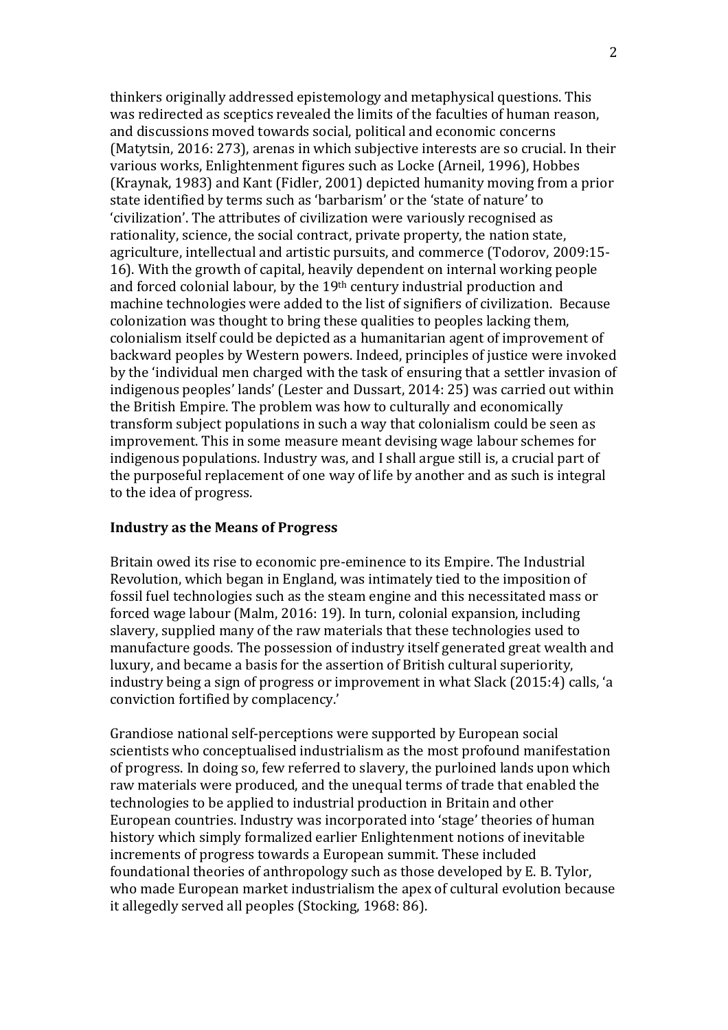thinkers originally addressed epistemology and metaphysical questions. This was redirected as sceptics revealed the limits of the faculties of human reason, and discussions moved towards social, political and economic concerns (Matytsin, 2016: 273), arenas in which subjective interests are so crucial. In their various works, Enlightenment figures such as Locke (Arneil, 1996), Hobbes (Kraynak, 1983) and Kant (Fidler, 2001) depicted humanity moving from a prior state identified by terms such as 'barbarism' or the 'state of nature' to 'civilization'. The attributes of civilization were variously recognised as rationality, science, the social contract, private property, the nation state, agriculture, intellectual and artistic pursuits, and commerce (Todorov, 2009:15-16). With the growth of capital, heavily dependent on internal working people and forced colonial labour, by the 19th century industrial production and machine technologies were added to the list of signifiers of civilization. Because colonization was thought to bring these qualities to peoples lacking them, colonialism itself could be depicted as a humanitarian agent of improvement of backward peoples by Western powers. Indeed, principles of justice were invoked by the 'individual men charged with the task of ensuring that a settler invasion of indigenous peoples' lands' (Lester and Dussart, 2014: 25) was carried out within the British Empire. The problem was how to culturally and economically transform subject populations in such a way that colonialism could be seen as improvement. This in some measure meant devising wage labour schemes for indigenous populations. Industry was, and I shall argue still is, a crucial part of the purposeful replacement of one way of life by another and as such is integral to the idea of progress.

## Industry as the Means of Progress

Britain owed its rise to economic pre-eminence to its Empire. The Industrial Revolution, which began in England, was intimately tied to the imposition of fossil fuel technologies such as the steam engine and this necessitated mass or forced wage labour (Malm, 2016: 19). In turn, colonial expansion, including slavery, supplied many of the raw materials that these technologies used to manufacture goods. The possession of industry itself generated great wealth and luxury, and became a basis for the assertion of British cultural superiority, industry being a sign of progress or improvement in what Slack (2015:4) calls, 'a conviction fortified by complacency.'

Grandiose national self-perceptions were supported by European social scientists who conceptualised industrialism as the most profound manifestation of progress. In doing so, few referred to slavery, the purloined lands upon which raw materials were produced, and the unequal terms of trade that enabled the technologies to be applied to industrial production in Britain and other European countries. Industry was incorporated into 'stage' theories of human history which simply formalized earlier Enlightenment notions of inevitable increments of progress towards a European summit. These included foundational theories of anthropology such as those developed by E. B. Tylor, who made European market industrialism the apex of cultural evolution because it allegedly served all peoples (Stocking, 1968: 86).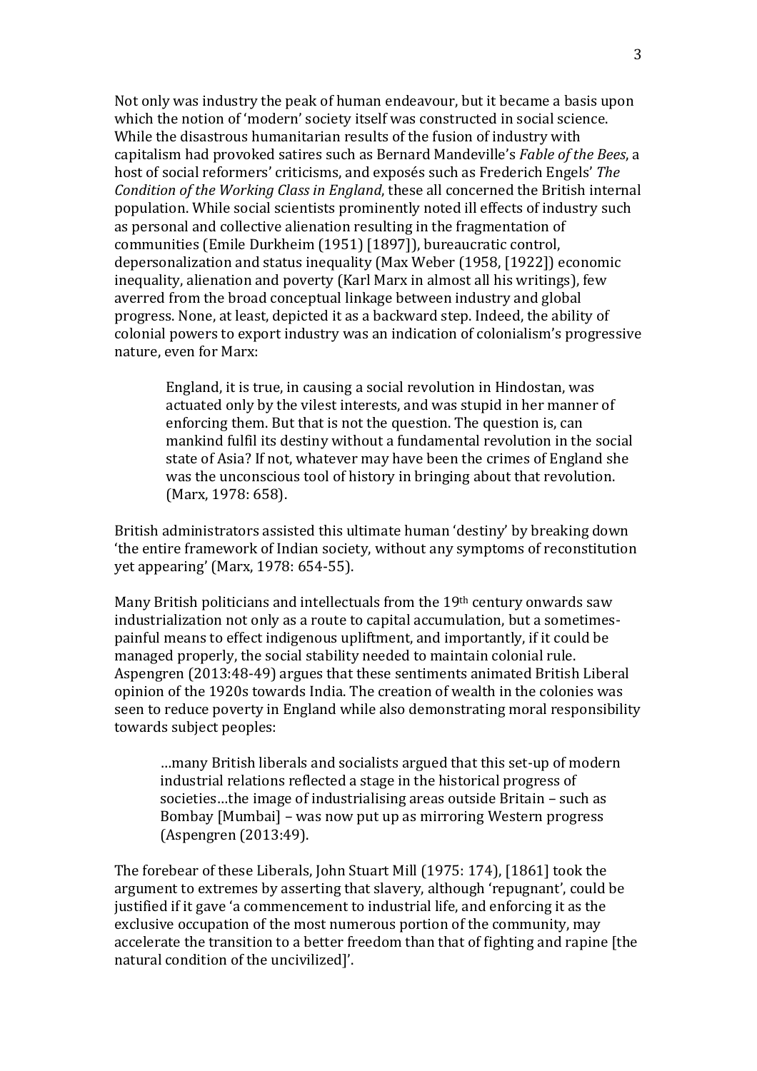Not only was industry the peak of human endeavour, but it became a basis upon which the notion of 'modern' society itself was constructed in social science. While the disastrous humanitarian results of the fusion of industry with capitalism had provoked satires such as Bernard Mandeville's *Fable of the Bees*, a host of social reformers' criticisms, and exposés such as Frederich Engels' *The Condition of the Working Class in England*, these all concerned the British internal population. While social scientists prominently noted ill effects of industry such as personal and collective alienation resulting in the fragmentation of communities (Emile Durkheim (1951) [1897]), bureaucratic control, depersonalization and status inequality (Max Weber (1958, [1922]) economic inequality, alienation and poverty (Karl Marx in almost all his writings), few averred from the broad conceptual linkage between industry and global progress. None, at least, depicted it as a backward step. Indeed, the ability of colonial powers to export industry was an indication of colonialism's progressive nature, even for Marx:

> England, it is true, in causing a social revolution in Hindostan, was actuated only by the vilest interests, and was stupid in her manner of enforcing them. But that is not the question. The question is, can mankind fulfil its destiny without a fundamental revolution in the social state of Asia? If not, whatever may have been the crimes of England she was the unconscious tool of history in bringing about that revolution. (Marx, 1978: 658).

British administrators assisted this ultimate human 'destiny' by breaking down 'the entire framework of Indian society, without any symptoms of reconstitution yet appearing' (Marx, 1978: 654-55).

Many British politicians and intellectuals from the 19th century onwards saw industrialization not only as a route to capital accumulation, but a sometimes-painful means to effect indigenous upliftment, and importantly, if it could be managed properly, the social stability needed to maintain colonial rule. Aspengren (2013:48-49) argues that these sentiments animated British Liberal opinion of the 1920s towards India. The creation of wealth in the colonies was seen to reduce poverty in England while also demonstrating moral responsibility towards subject peoples:

> …many British liberals and socialists argued that this set-up of modern industrial relations reflected a stage in the historical progress of societies…the image of industrialising areas outside Britain – such as Bombay [Mumbai] – was now put up as mirroring Western progress (Aspengren (2013:49).

The forebear of these Liberals, John Stuart Mill (1975: 174), [1861] took the argument to extremes by asserting that slavery, although 'repugnant', could be justified if it gave 'a commencement to industrial life, and enforcing it as the exclusive occupation of the most numerous portion of the community, may accelerate the transition to a better freedom than that of fighting and rapine [the natural condition of the uncivilized]'.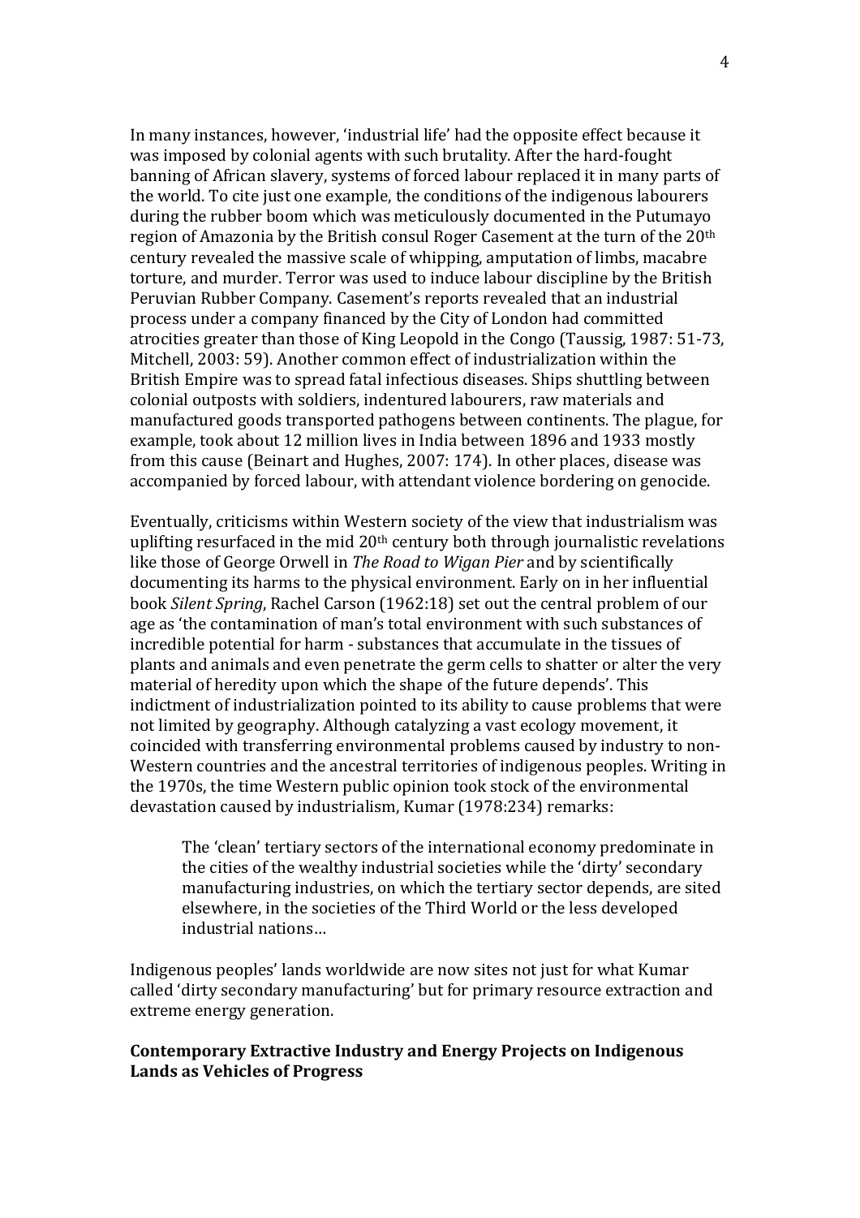In many instances, however, 'industrial life' had the opposite effect because it was imposed by colonial agents with such brutality. After the hard-fought banning of African slavery, systems of forced labour replaced it in many parts of the world. To cite just one example, the conditions of the indigenous labourers during the rubber boom which was meticulously documented in the Putumayo region of Amazonia by the British consul Roger Casement at the turn of the 20th century revealed the massive scale of whipping, amputation of limbs, macabre torture, and murder. Terror was used to induce labour discipline by the British Peruvian Rubber Company. Casement's reports revealed that an industrial process under a company financed by the City of London had committed atrocities greater than those of King Leopold in the Congo (Taussig, 1987: 51-73, Mitchell, 2003: 59). Another common effect of industrialization within the British Empire was to spread fatal infectious diseases. Ships shuttling between colonial outposts with soldiers, indentured labourers, raw materials and manufactured goods transported pathogens between continents. The plague, for example, took about 12 million lives in India between 1896 and 1933 mostly from this cause (Beinart and Hughes, 2007: 174). In other places, disease was accompanied by forced labour, with attendant violence bordering on genocide.

Eventually, criticisms within Western society of the view that industrialism was uplifting resurfaced in the mid 20th century both through journalistic revelations like those of George Orwell in *The Road to Wigan Pier* and by scientifically documenting its harms to the physical environment. Early on in her influential book *Silent Spring*, Rachel Carson (1962:18) set out the central problem of our age as 'the contamination of man's total environment with such substances of incredible potential for harm - substances that accumulate in the tissues of plants and animals and even penetrate the germ cells to shatter or alter the very material of heredity upon which the shape of the future depends'. This indictment of industrialization pointed to its ability to cause problems that were not limited by geography. Although catalyzing a vast ecology movement, it coincided with transferring environmental problems caused by industry to non-Western countries and the ancestral territories of indigenous peoples. Writing in the 1970s, the time Western public opinion took stock of the environmental devastation caused by industrialism, Kumar (1978:234) remarks:

> The 'clean' tertiary sectors of the international economy predominate in the cities of the wealthy industrial societies while the 'dirty' secondary manufacturing industries, on which the tertiary sector depends, are sited elsewhere, in the societies of the Third World or the less developed industrial nations…

Indigenous peoples' lands worldwide are now sites not just for what Kumar called 'dirty secondary manufacturing' but for primary resource extraction and extreme energy generation.

**Contemporary Extractive Industry and Energy Projects on Indigenous Lands as Vehicles of Progress**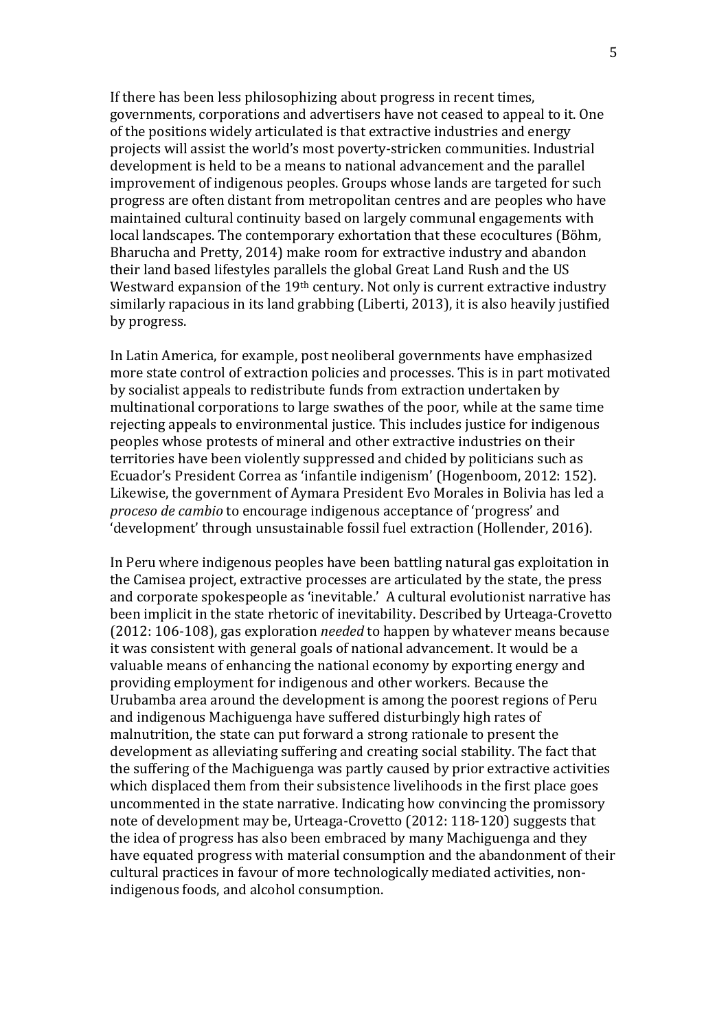If there has been less philosophizing about progress in recent times, governments, corporations and advertisers have not ceased to appeal to it. One of the positions widely articulated is that extractive industries and energy projects will assist the world's most poverty-stricken communities. Industrial development is held to be a means to national advancement and the parallel improvement of indigenous peoples. Groups whose lands are targeted for such progress are often distant from metropolitan centres and are peoples who have maintained cultural continuity based on largely communal engagements with local landscapes. The contemporary exhortation that these ecocultures (Böhm, Bharucha and Pretty, 2014) make room for extractive industry and abandon their land based lifestyles parallels the global Great Land Rush and the US Westward expansion of the 19th century. Not only is current extractive industry similarly rapacious in its land grabbing (Liberti, 2013), it is also heavily justified by progress.

In Latin America, for example, post neoliberal governments have emphasized more state control of extraction policies and processes. This is in part motivated by socialist appeals to redistribute funds from extraction undertaken by multinational corporations to large swathes of the poor, while at the same time rejecting appeals to environmental justice. This includes justice for indigenous peoples whose protests of mineral and other extractive industries on their territories have been violently suppressed and chided by politicians such as Ecuador's President Correa as 'infantile indigenism' (Hogenboom, 2012: 152). Likewise, the government of Aymara President Evo Morales in Bolivia has led a *proceso de cambio* to encourage indigenous acceptance of 'progress' and 'development' through unsustainable fossil fuel extraction (Hollender, 2016).

In Peru where indigenous peoples have been battling natural gas exploitation in the Camisea project, extractive processes are articulated by the state, the press and corporate spokespeople as 'inevitable.' A cultural evolutionist narrative has been implicit in the state rhetoric of inevitability. Described by Urteaga-Crovetto (2012: 106-108), gas exploration *needed* to happen by whatever means because it was consistent with general goals of national advancement. It would be a valuable means of enhancing the national economy by exporting energy and providing employment for indigenous and other workers. Because the Urubamba area around the development is among the poorest regions of Peru and indigenous Machiguenga have suffered disturbingly high rates of malnutrition, the state can put forward a strong rationale to present the development as alleviating suffering and creating social stability. The fact that the suffering of the Machiguenga was partly caused by prior extractive activities which displaced them from their subsistence livelihoods in the first place goes uncommented in the state narrative. Indicating how convincing the promissory note of development may be, Urteaga-Crovetto (2012: 118-120) suggests that the idea of progress has also been embraced by many Machiguenga and they have equated progress with material consumption and the abandonment of their cultural practices in favour of more technologically mediated activities, non-indigenous foods, and alcohol consumption.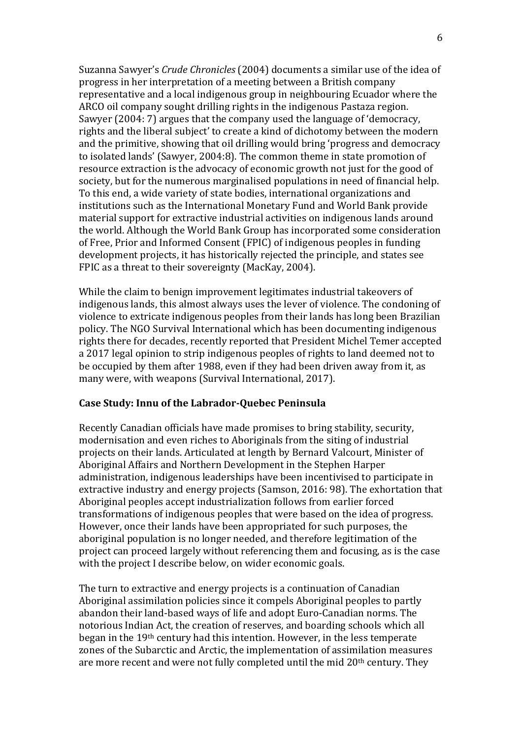Suzanna Sawyer's *Crude Chronicles* (2004) documents a similar use of the idea of progress in her interpretation of a meeting between a British company representative and a local indigenous group in neighbouring Ecuador where the ARCO oil company sought drilling rights in the indigenous Pastaza region. Sawyer (2004: 7) argues that the company used the language of 'democracy, rights and the liberal subject' to create a kind of dichotomy between the modern and the primitive, showing that oil drilling would bring 'progress and democracy to isolated lands' (Sawyer, 2004:8). The common theme in state promotion of resource extraction is the advocacy of economic growth not just for the good of society, but for the numerous marginalised populations in need of financial help. To this end, a wide variety of state bodies, international organizations and institutions such as the International Monetary Fund and World Bank provide material support for extractive industrial activities on indigenous lands around the world. Although the World Bank Group has incorporated some consideration of Free, Prior and Informed Consent (FPIC) of indigenous peoples in funding development projects, it has historically rejected the principle, and states see FPIC as a threat to their sovereignty (MacKay, 2004).

While the claim to benign improvement legitimates industrial takeovers of indigenous lands, this almost always uses the lever of violence. The condoning of violence to extricate indigenous peoples from their lands has long been Brazilian policy. The NGO Survival International which has been documenting indigenous rights there for decades, recently reported that President Michel Temer accepted a 2017 legal opinion to strip indigenous peoples of rights to land deemed not to be occupied by them after 1988, even if they had been driven away from it, as many were, with weapons (Survival International, 2017).

**Case Study: Innu of the Labrador-Quebec Peninsula**

Recently Canadian officials have made promises to bring stability, security, modernisation and even riches to Aboriginals from the siting of industrial projects on their lands. Articulated at length by Bernard Valcourt, Minister of Aboriginal Affairs and Northern Development in the Stephen Harper administration, indigenous leaderships have been incentivised to participate in extractive industry and energy projects (Samson, 2016: 98). The exhortation that Aboriginal peoples accept industrialization follows from earlier forced transformations of indigenous peoples that were based on the idea of progress. However, once their lands have been appropriated for such purposes, the aboriginal population is no longer needed, and therefore legitimation of the project can proceed largely without referencing them and focusing, as is the case with the project I describe below, on wider economic goals.

The turn to extractive and energy projects is a continuation of Canadian Aboriginal assimilation policies since it compels Aboriginal peoples to partly abandon their land-based ways of life and adopt Euro-Canadian norms. The notorious Indian Act, the creation of reserves, and boarding schools which all began in the 19th century had this intention. However, in the less temperate zones of the Subarctic and Arctic, the implementation of assimilation measures are more recent and were not fully completed until the mid 20th century. They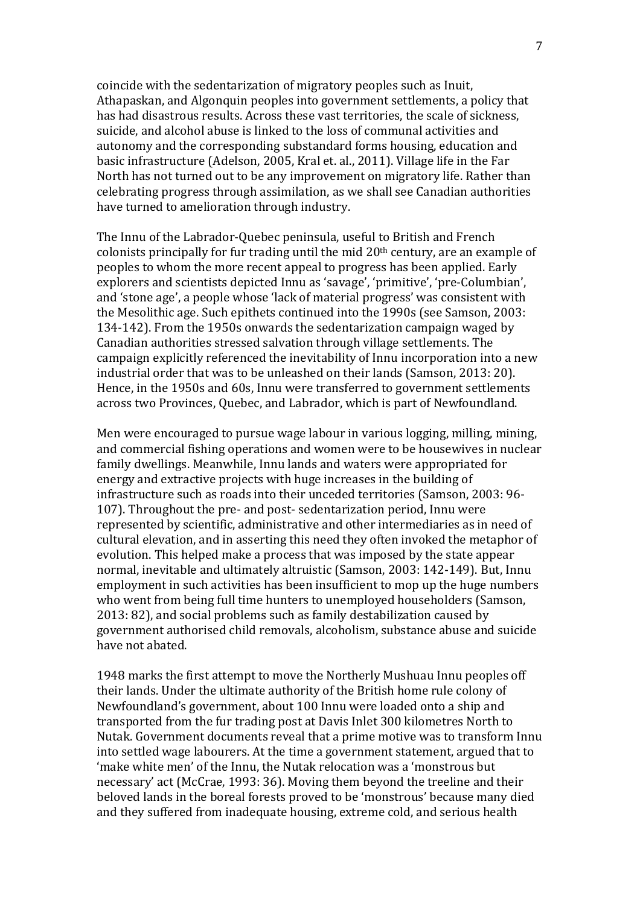coincide with the sedentarization of migratory peoples such as Inuit, Athapaskan, and Algonquin peoples into government settlements, a policy that has had disastrous results. Across these vast territories, the scale of sickness, suicide, and alcohol abuse is linked to the loss of communal activities and autonomy and the corresponding substandard forms housing, education and basic infrastructure (Adelson, 2005, Kral et. al., 2011). Village life in the Far North has not turned out to be any improvement on migratory life. Rather than celebrating progress through assimilation, as we shall see Canadian authorities have turned to amelioration through industry.

The Innu of the Labrador-Quebec peninsula, useful to British and French colonists principally for fur trading until the mid 20th century, are an example of peoples to whom the more recent appeal to progress has been applied. Early explorers and scientists depicted Innu as 'savage', 'primitive', 'pre-Columbian', and 'stone age', a people whose 'lack of material progress' was consistent with the Mesolithic age. Such epithets continued into the 1990s (see Samson, 2003: 134-142). From the 1950s onwards the sedentarization campaign waged by Canadian authorities stressed salvation through village settlements. The campaign explicitly referenced the inevitability of Innu incorporation into a new industrial order that was to be unleashed on their lands (Samson, 2013: 20). Hence, in the 1950s and 60s, Innu were transferred to government settlements across two Provinces, Quebec, and Labrador, which is part of Newfoundland.

Men were encouraged to pursue wage labour in various logging, milling, mining, and commercial fishing operations and women were to be housewives in nuclear family dwellings. Meanwhile, Innu lands and waters were appropriated for energy and extractive projects with huge increases in the building of infrastructure such as roads into their unceded territories (Samson, 2003: 96-107). Throughout the pre- and post- sedentarization period, Innu were represented by scientific, administrative and other intermediaries as in need of cultural elevation, and in asserting this need they often invoked the metaphor of evolution. This helped make a process that was imposed by the state appear normal, inevitable and ultimately altruistic (Samson, 2003: 142-149). But, Innu employment in such activities has been insufficient to mop up the huge numbers who went from being full time hunters to unemployed householders (Samson, 2013: 82), and social problems such as family destabilization caused by government authorised child removals, alcoholism, substance abuse and suicide have not abated.

1948 marks the first attempt to move the Northerly Mushuau Innu peoples off their lands. Under the ultimate authority of the British home rule colony of Newfoundland's government, about 100 Innu were loaded onto a ship and transported from the fur trading post at Davis Inlet 300 kilometres North to Nutak. Government documents reveal that a prime motive was to transform Innu into settled wage labourers. At the time a government statement, argued that to 'make white men' of the Innu, the Nutak relocation was a 'monstrous but necessary' act (McCrae, 1993: 36). Moving them beyond the treeline and their beloved lands in the boreal forests proved to be 'monstrous' because many died and they suffered from inadequate housing, extreme cold, and serious health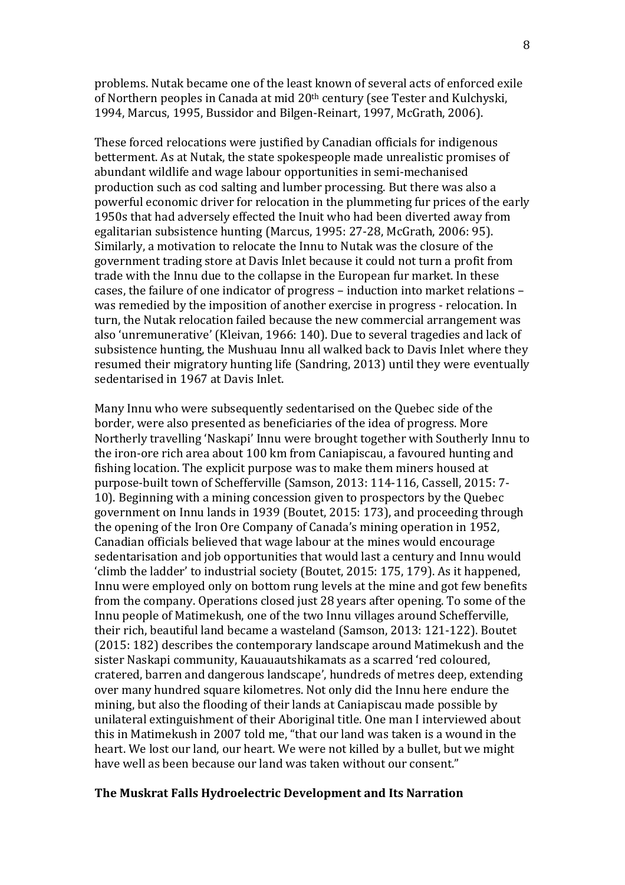problems. Nutak became one of the least known of several acts of enforced exile of Northern peoples in Canada at mid 20th century (see Tester and Kulchyski, 1994, Marcus, 1995, Bussidor and Bilgen-Reinart, 1997, McGrath, 2006).

These forced relocations were justified by Canadian officials for indigenous betterment. As at Nutak, the state spokespeople made unrealistic promises of abundant wildlife and wage labour opportunities in semi-mechanised production such as cod salting and lumber processing. But there was also a powerful economic driver for relocation in the plummeting fur prices of the early 1950s that had adversely effected the Inuit who had been diverted away from egalitarian subsistence hunting (Marcus, 1995: 27-28, McGrath, 2006: 95). Similarly, a motivation to relocate the Innu to Nutak was the closure of the government trading store at Davis Inlet because it could not turn a profit from trade with the Innu due to the collapse in the European fur market. In these cases, the failure of one indicator of progress – induction into market relations – was remedied by the imposition of another exercise in progress - relocation. In turn, the Nutak relocation failed because the new commercial arrangement was also 'unremunerative' (Kleivan, 1966: 140). Due to several tragedies and lack of subsistence hunting, the Mushuau Innu all walked back to Davis Inlet where they resumed their migratory hunting life (Sandring, 2013) until they were eventually sedentarised in 1967 at Davis Inlet.

Many Innu who were subsequently sedentarised on the Quebec side of the border, were also presented as beneficiaries of the idea of progress. More Northerly travelling 'Naskapi' Innu were brought together with Southerly Innu to the iron-ore rich area about 100 km from Caniapiscau, a favoured hunting and fishing location. The explicit purpose was to make them miners housed at purpose-built town of Schefferville (Samson, 2013: 114-116, Cassell, 2015: 7-10). Beginning with a mining concession given to prospectors by the Quebec government on Innu lands in 1939 (Boutet, 2015: 173), and proceeding through the opening of the Iron Ore Company of Canada's mining operation in 1952, Canadian officials believed that wage labour at the mines would encourage sedentarisation and job opportunities that would last a century and Innu would 'climb the ladder' to industrial society (Boutet, 2015: 175, 179). As it happened, Innu were employed only on bottom rung levels at the mine and got few benefits from the company. Operations closed just 28 years after opening. To some of the Innu people of Matimekush, one of the two Innu villages around Schefferville, their rich, beautiful land became a wasteland (Samson, 2013: 121-122). Boutet (2015: 182) describes the contemporary landscape around Matimekush and the sister Naskapi community, Kauauautshikamats as a scarred 'red coloured, cratered, barren and dangerous landscape', hundreds of metres deep, extending over many hundred square kilometres. Not only did the Innu here endure the mining, but also the flooding of their lands at Caniapiscau made possible by unilateral extinguishment of their Aboriginal title. One man I interviewed about this in Matimekush in 2007 told me, "that our land was taken is a wound in the heart. We lost our land, our heart. We were not killed by a bullet, but we might have well as been because our land was taken without our consent."

## The Muskrat Falls Hydroelectric Development and Its Narration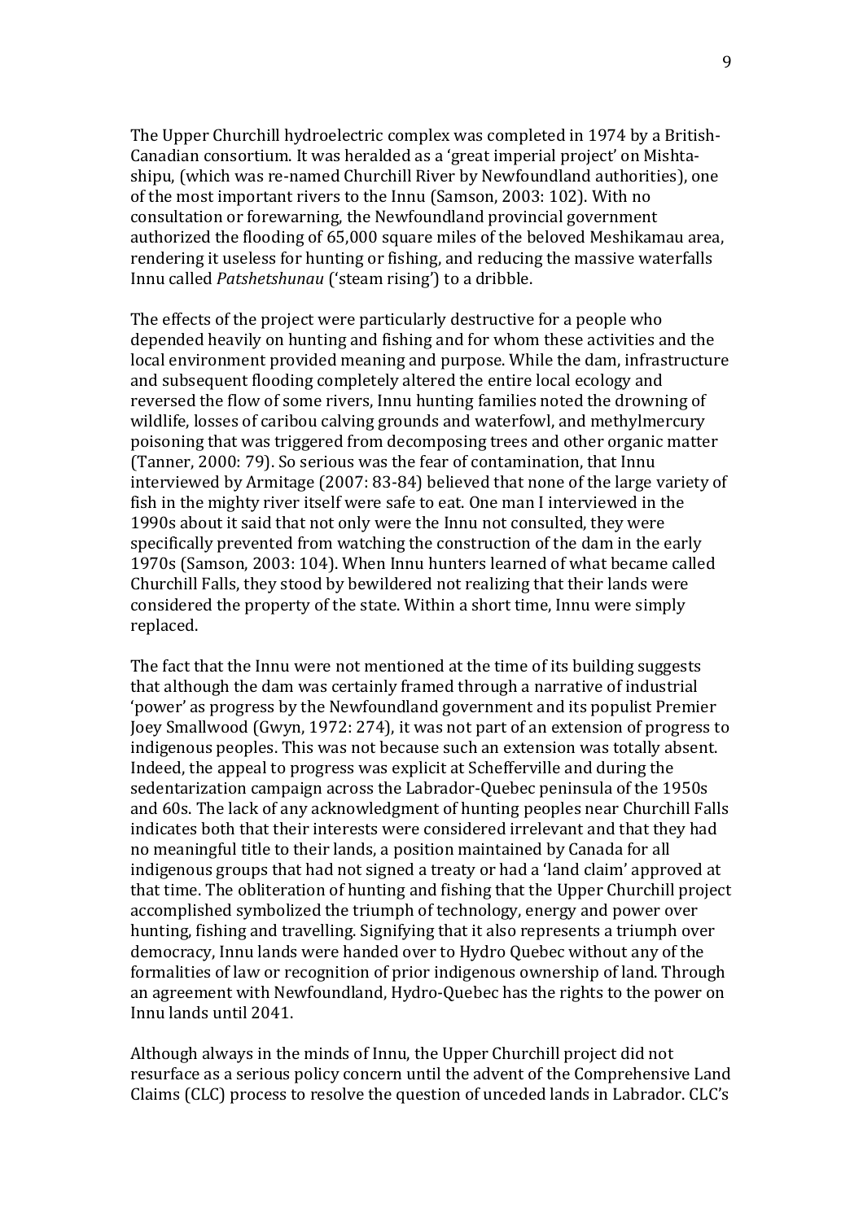The Upper Churchill hydroelectric complex was completed in 1974 by a British-Canadian consortium. It was heralded as a 'great imperial project' on Mishta-shipu, (which was re-named Churchill River by Newfoundland authorities), one of the most important rivers to the Innu (Samson, 2003: 102). With no consultation or forewarning, the Newfoundland provincial government authorized the flooding of 65,000 square miles of the beloved Meshikamau area, rendering it useless for hunting or fishing, and reducing the massive waterfalls Innu called *Patshetshunau* ('steam rising') to a dribble.

The effects of the project were particularly destructive for a people who depended heavily on hunting and fishing and for whom these activities and the local environment provided meaning and purpose. While the dam, infrastructure and subsequent flooding completely altered the entire local ecology and reversed the flow of some rivers, Innu hunting families noted the drowning of wildlife, losses of caribou calving grounds and waterfowl, and methylmercury poisoning that was triggered from decomposing trees and other organic matter (Tanner, 2000: 79). So serious was the fear of contamination, that Innu interviewed by Armitage (2007: 83-84) believed that none of the large variety of fish in the mighty river itself were safe to eat. One man I interviewed in the 1990s about it said that not only were the Innu not consulted, they were specifically prevented from watching the construction of the dam in the early 1970s (Samson, 2003: 104). When Innu hunters learned of what became called Churchill Falls, they stood by bewildered not realizing that their lands were considered the property of the state. Within a short time, Innu were simply replaced.

The fact that the Innu were not mentioned at the time of its building suggests that although the dam was certainly framed through a narrative of industrial 'power' as progress by the Newfoundland government and its populist Premier Joey Smallwood (Gwyn, 1972: 274), it was not part of an extension of progress to indigenous peoples. This was not because such an extension was totally absent. Indeed, the appeal to progress was explicit at Schefferville and during the sedentarization campaign across the Labrador-Quebec peninsula of the 1950s and 60s. The lack of any acknowledgment of hunting peoples near Churchill Falls indicates both that their interests were considered irrelevant and that they had no meaningful title to their lands, a position maintained by Canada for all indigenous groups that had not signed a treaty or had a 'land claim' approved at that time. The obliteration of hunting and fishing that the Upper Churchill project accomplished symbolized the triumph of technology, energy and power over hunting, fishing and travelling. Signifying that it also represents a triumph over democracy, Innu lands were handed over to Hydro Quebec without any of the formalities of law or recognition of prior indigenous ownership of land. Through an agreement with Newfoundland, Hydro-Quebec has the rights to the power on Innu lands until 2041.

Although always in the minds of Innu, the Upper Churchill project did not resurface as a serious policy concern until the advent of the Comprehensive Land Claims (CLC) process to resolve the question of unceded lands in Labrador. CLC's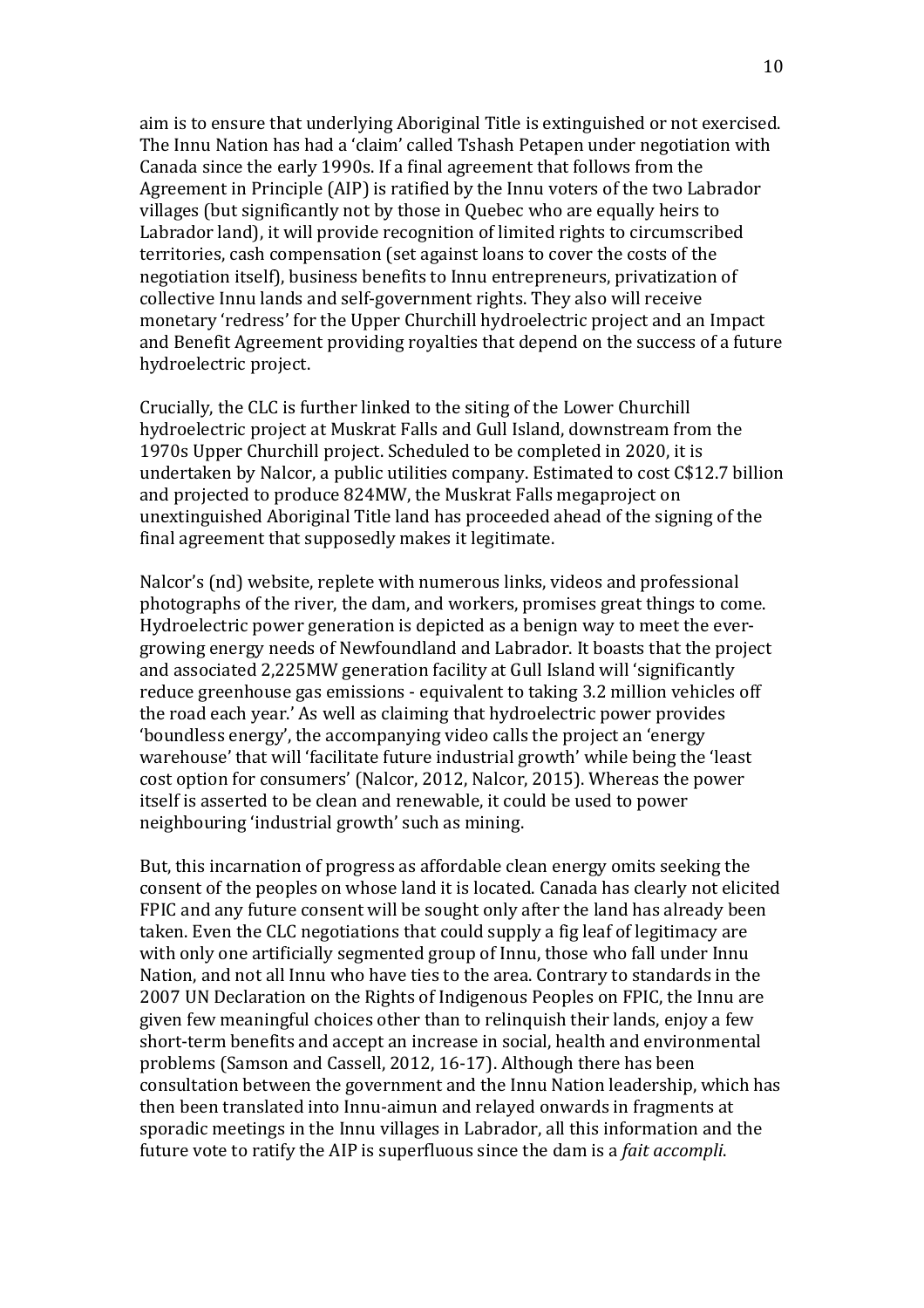aim is to ensure that underlying Aboriginal Title is extinguished or not exercised. The Innu Nation has had a 'claim' called Tshash Petapen under negotiation with Canada since the early 1990s. If a final agreement that follows from the Agreement in Principle (AIP) is ratified by the Innu voters of the two Labrador villages (but significantly not by those in Quebec who are equally heirs to Labrador land), it will provide recognition of limited rights to circumscribed territories, cash compensation (set against loans to cover the costs of the negotiation itself), business benefits to Innu entrepreneurs, privatization of collective Innu lands and self-government rights. They also will receive monetary 'redress' for the Upper Churchill hydroelectric project and an Impact and Benefit Agreement providing royalties that depend on the success of a future hydroelectric project.

Crucially, the CLC is further linked to the siting of the Lower Churchill hydroelectric project at Muskrat Falls and Gull Island, downstream from the 1970s Upper Churchill project. Scheduled to be completed in 2020, it is undertaken by Nalcor, a public utilities company. Estimated to cost C$12.7 billion and projected to produce 824MW, the Muskrat Falls megaproject on unextinguished Aboriginal Title land has proceeded ahead of the signing of the final agreement that supposedly makes it legitimate.

Nalcor's (nd) website, replete with numerous links, videos and professional photographs of the river, the dam, and workers, promises great things to come. Hydroelectric power generation is depicted as a benign way to meet the ever-growing energy needs of Newfoundland and Labrador. It boasts that the project and associated 2,225MW generation facility at Gull Island will 'significantly reduce greenhouse gas emissions - equivalent to taking 3.2 million vehicles off the road each year.' As well as claiming that hydroelectric power provides 'boundless energy', the accompanying video calls the project an 'energy warehouse' that will 'facilitate future industrial growth' while being the 'least cost option for consumers' (Nalcor, 2012, Nalcor, 2015). Whereas the power itself is asserted to be clean and renewable, it could be used to power neighbouring 'industrial growth' such as mining.

But, this incarnation of progress as affordable clean energy omits seeking the consent of the peoples on whose land it is located. Canada has clearly not elicited FPIC and any future consent will be sought only after the land has already been taken. Even the CLC negotiations that could supply a fig leaf of legitimacy are with only one artificially segmented group of Innu, those who fall under Innu Nation, and not all Innu who have ties to the area. Contrary to standards in the 2007 UN Declaration on the Rights of Indigenous Peoples on FPIC, the Innu are given few meaningful choices other than to relinquish their lands, enjoy a few short-term benefits and accept an increase in social, health and environmental problems (Samson and Cassell, 2012, 16-17). Although there has been consultation between the government and the Innu Nation leadership, which has then been translated into Innu-aimun and relayed onwards in fragments at sporadic meetings in the Innu villages in Labrador, all this information and the future vote to ratify the AIP is superfluous since the dam is a *fait accompli*.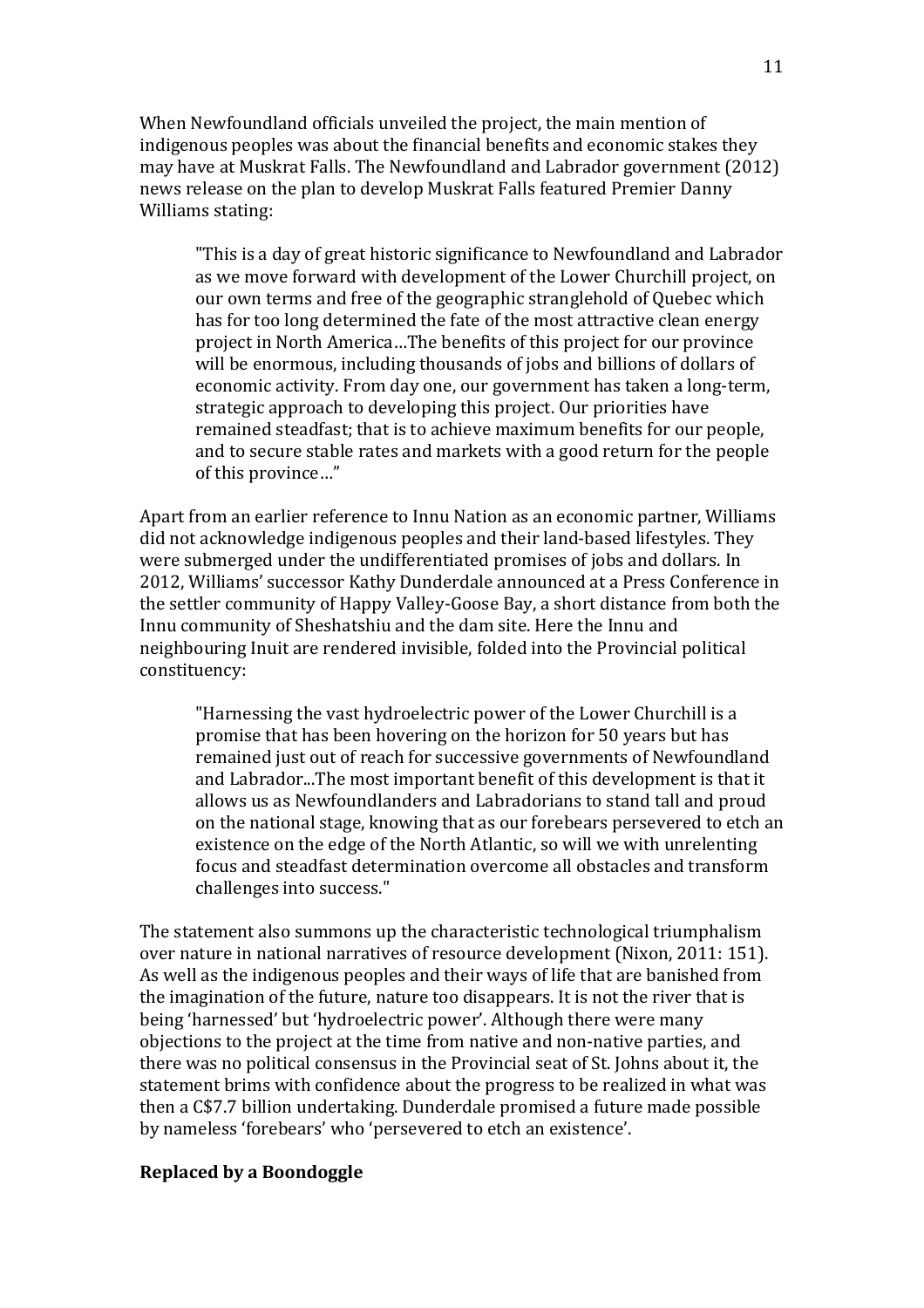When Newfoundland officials unveiled the project, the main mention of indigenous peoples was about the financial benefits and economic stakes they may have at Muskrat Falls. The Newfoundland and Labrador government (2012) news release on the plan to develop Muskrat Falls featured Premier Danny Williams stating:

> "This is a day of great historic significance to Newfoundland and Labrador as we move forward with development of the Lower Churchill project, on our own terms and free of the geographic stranglehold of Quebec which has for too long determined the fate of the most attractive clean energy project in North America…The benefits of this project for our province will be enormous, including thousands of jobs and billions of dollars of economic activity. From day one, our government has taken a long-term, strategic approach to developing this project. Our priorities have remained steadfast; that is to achieve maximum benefits for our people, and to secure stable rates and markets with a good return for the people of this province…"

Apart from an earlier reference to Innu Nation as an economic partner, Williams did not acknowledge indigenous peoples and their land-based lifestyles. They were submerged under the undifferentiated promises of jobs and dollars. In 2012, Williams' successor Kathy Dunderdale announced at a Press Conference in the settler community of Happy Valley-Goose Bay, a short distance from both the Innu community of Sheshatshiu and the dam site. Here the Innu and neighbouring Inuit are rendered invisible, folded into the Provincial political constituency:

> "Harnessing the vast hydroelectric power of the Lower Churchill is a promise that has been hovering on the horizon for 50 years but has remained just out of reach for successive governments of Newfoundland and Labrador...The most important benefit of this development is that it allows us as Newfoundlanders and Labradorians to stand tall and proud on the national stage, knowing that as our forebears persevered to etch an existence on the edge of the North Atlantic, so will we with unrelenting focus and steadfast determination overcome all obstacles and transform challenges into success."

The statement also summons up the characteristic technological triumphalism over nature in national narratives of resource development (Nixon, 2011: 151). As well as the indigenous peoples and their ways of life that are banished from the imagination of the future, nature too disappears. It is not the river that is being 'harnessed' but 'hydroelectric power'. Although there were many objections to the project at the time from native and non-native parties, and there was no political consensus in the Provincial seat of St. Johns about it, the statement brims with confidence about the progress to be realized in what was then a C$7.7 billion undertaking. Dunderdale promised a future made possible by nameless 'forebears' who 'persevered to etch an existence'.

## Replaced by a Boondoggle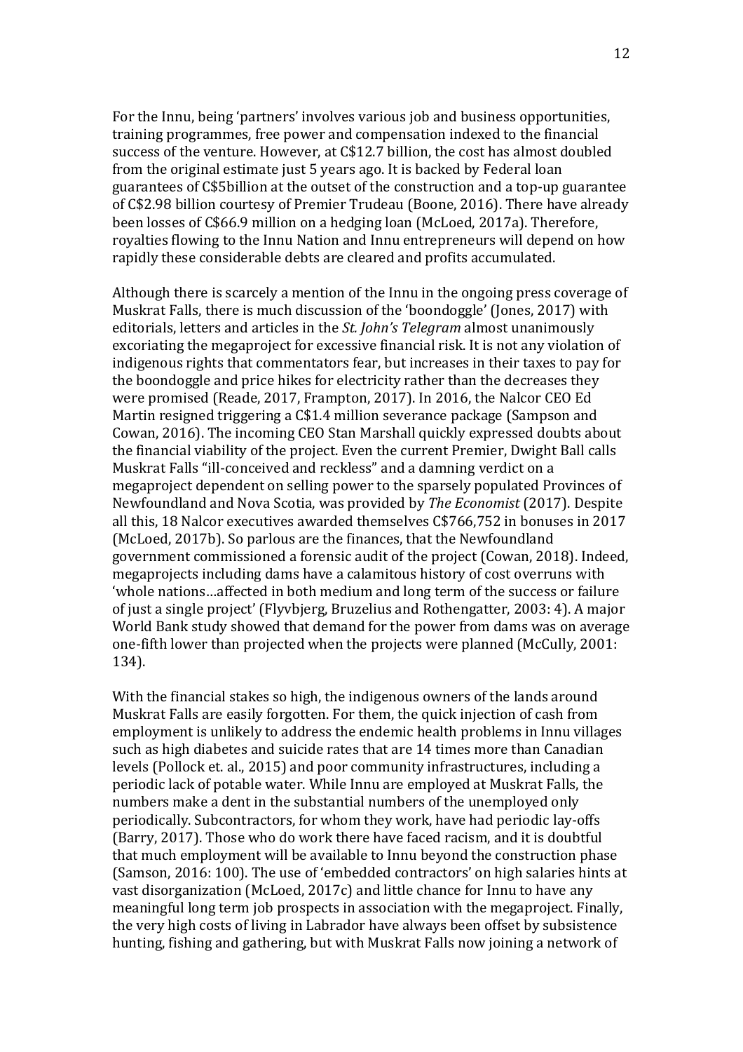For the Innu, being 'partners' involves various job and business opportunities, training programmes, free power and compensation indexed to the financial success of the venture. However, at C$12.7 billion, the cost has almost doubled from the original estimate just 5 years ago. It is backed by Federal loan guarantees of C$5billion at the outset of the construction and a top-up guarantee of C$2.98 billion courtesy of Premier Trudeau (Boone, 2016). There have already been losses of C$66.9 million on a hedging loan (McLoed, 2017a). Therefore, royalties flowing to the Innu Nation and Innu entrepreneurs will depend on how rapidly these considerable debts are cleared and profits accumulated.

Although there is scarcely a mention of the Innu in the ongoing press coverage of Muskrat Falls, there is much discussion of the 'boondoggle' (Jones, 2017) with editorials, letters and articles in the *St. John's Telegram* almost unanimously excoriating the megaproject for excessive financial risk. It is not any violation of indigenous rights that commentators fear, but increases in their taxes to pay for the boondoggle and price hikes for electricity rather than the decreases they were promised (Reade, 2017, Frampton, 2017). In 2016, the Nalcor CEO Ed Martin resigned triggering a C$1.4 million severance package (Sampson and Cowan, 2016). The incoming CEO Stan Marshall quickly expressed doubts about the financial viability of the project. Even the current Premier, Dwight Ball calls Muskrat Falls "ill-conceived and reckless" and a damning verdict on a megaproject dependent on selling power to the sparsely populated Provinces of Newfoundland and Nova Scotia, was provided by *The Economist* (2017). Despite all this, 18 Nalcor executives awarded themselves C$766,752 in bonuses in 2017 (McLoed, 2017b). So parlous are the finances, that the Newfoundland government commissioned a forensic audit of the project (Cowan, 2018). Indeed, megaprojects including dams have a calamitous history of cost overruns with 'whole nations…affected in both medium and long term of the success or failure of just a single project' (Flyvbjerg, Bruzelius and Rothengatter, 2003: 4). A major World Bank study showed that demand for the power from dams was on average one-fifth lower than projected when the projects were planned (McCully, 2001: 134).

With the financial stakes so high, the indigenous owners of the lands around Muskrat Falls are easily forgotten. For them, the quick injection of cash from employment is unlikely to address the endemic health problems in Innu villages such as high diabetes and suicide rates that are 14 times more than Canadian levels (Pollock et. al., 2015) and poor community infrastructures, including a periodic lack of potable water. While Innu are employed at Muskrat Falls, the numbers make a dent in the substantial numbers of the unemployed only periodically. Subcontractors, for whom they work, have had periodic lay-offs (Barry, 2017). Those who do work there have faced racism, and it is doubtful that much employment will be available to Innu beyond the construction phase (Samson, 2016: 100). The use of 'embedded contractors' on high salaries hints at vast disorganization (McLoed, 2017c) and little chance for Innu to have any meaningful long term job prospects in association with the megaproject. Finally, the very high costs of living in Labrador have always been offset by subsistence hunting, fishing and gathering, but with Muskrat Falls now joining a network of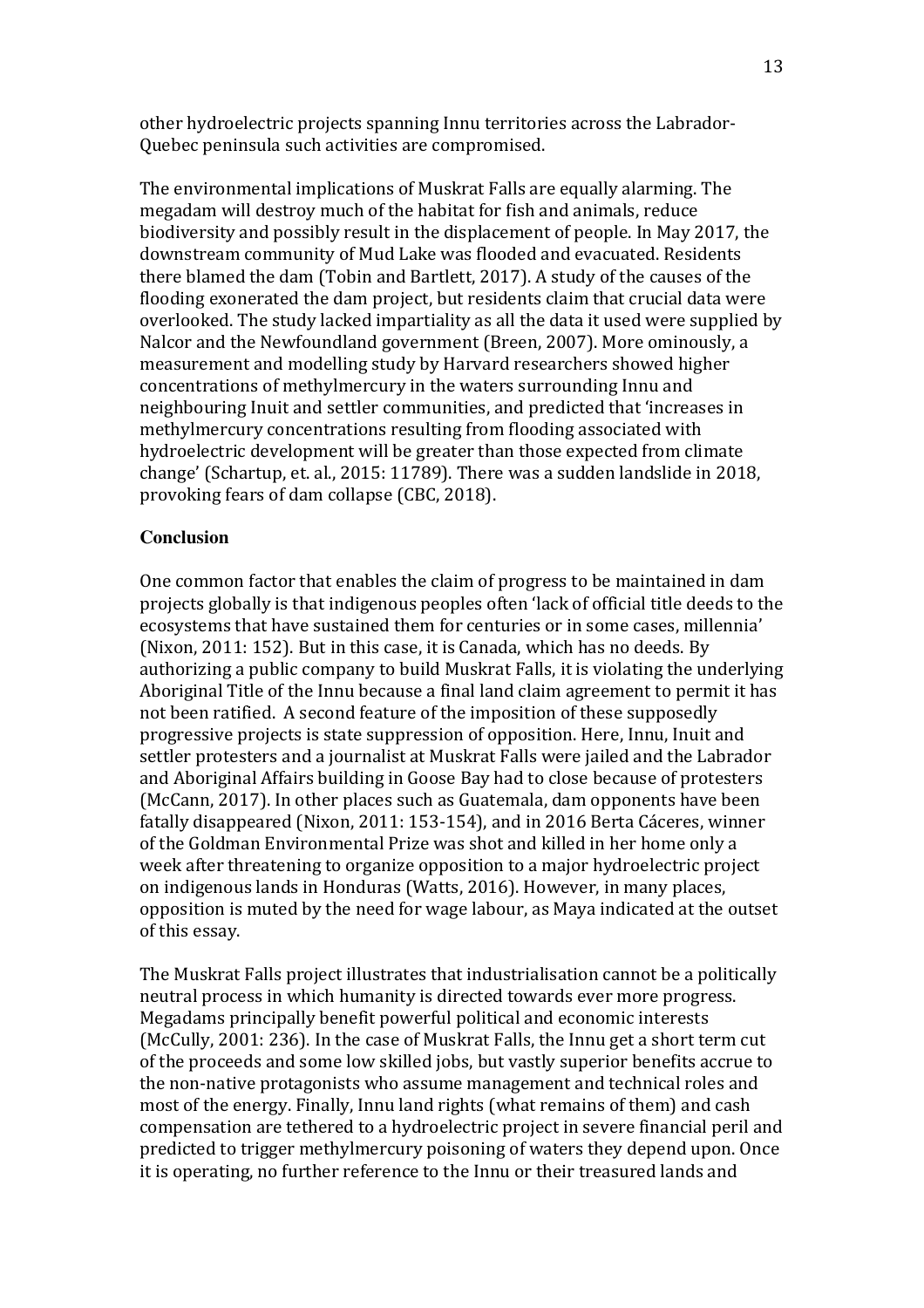other hydroelectric projects spanning Innu territories across the Labrador-Quebec peninsula such activities are compromised.

The environmental implications of Muskrat Falls are equally alarming. The megadam will destroy much of the habitat for fish and animals, reduce biodiversity and possibly result in the displacement of people. In May 2017, the downstream community of Mud Lake was flooded and evacuated. Residents there blamed the dam (Tobin and Bartlett, 2017). A study of the causes of the flooding exonerated the dam project, but residents claim that crucial data were overlooked. The study lacked impartiality as all the data it used were supplied by Nalcor and the Newfoundland government (Breen, 2007). More ominously, a measurement and modelling study by Harvard researchers showed higher concentrations of methylmercury in the waters surrounding Innu and neighbouring Inuit and settler communities, and predicted that 'increases in methylmercury concentrations resulting from flooding associated with hydroelectric development will be greater than those expected from climate change' (Schartup, et. al., 2015: 11789). There was a sudden landslide in 2018, provoking fears of dam collapse (CBC, 2018).

## Conclusion

One common factor that enables the claim of progress to be maintained in dam projects globally is that indigenous peoples often 'lack of official title deeds to the ecosystems that have sustained them for centuries or in some cases, millennia' (Nixon, 2011: 152). But in this case, it is Canada, which has no deeds. By authorizing a public company to build Muskrat Falls, it is violating the underlying Aboriginal Title of the Innu because a final land claim agreement to permit it has not been ratified. A second feature of the imposition of these supposedly progressive projects is state suppression of opposition. Here, Innu, Inuit and settler protesters and a journalist at Muskrat Falls were jailed and the Labrador and Aboriginal Affairs building in Goose Bay had to close because of protesters (McCann, 2017). In other places such as Guatemala, dam opponents have been fatally disappeared (Nixon, 2011: 153-154), and in 2016 Berta Cáceres, winner of the Goldman Environmental Prize was shot and killed in her home only a week after threatening to organize opposition to a major hydroelectric project on indigenous lands in Honduras (Watts, 2016). However, in many places, opposition is muted by the need for wage labour, as Maya indicated at the outset of this essay.

The Muskrat Falls project illustrates that industrialisation cannot be a politically neutral process in which humanity is directed towards ever more progress. Megadams principally benefit powerful political and economic interests (McCully, 2001: 236). In the case of Muskrat Falls, the Innu get a short term cut of the proceeds and some low skilled jobs, but vastly superior benefits accrue to the non-native protagonists who assume management and technical roles and most of the energy. Finally, Innu land rights (what remains of them) and cash compensation are tethered to a hydroelectric project in severe financial peril and predicted to trigger methylmercury poisoning of waters they depend upon. Once it is operating, no further reference to the Innu or their treasured lands and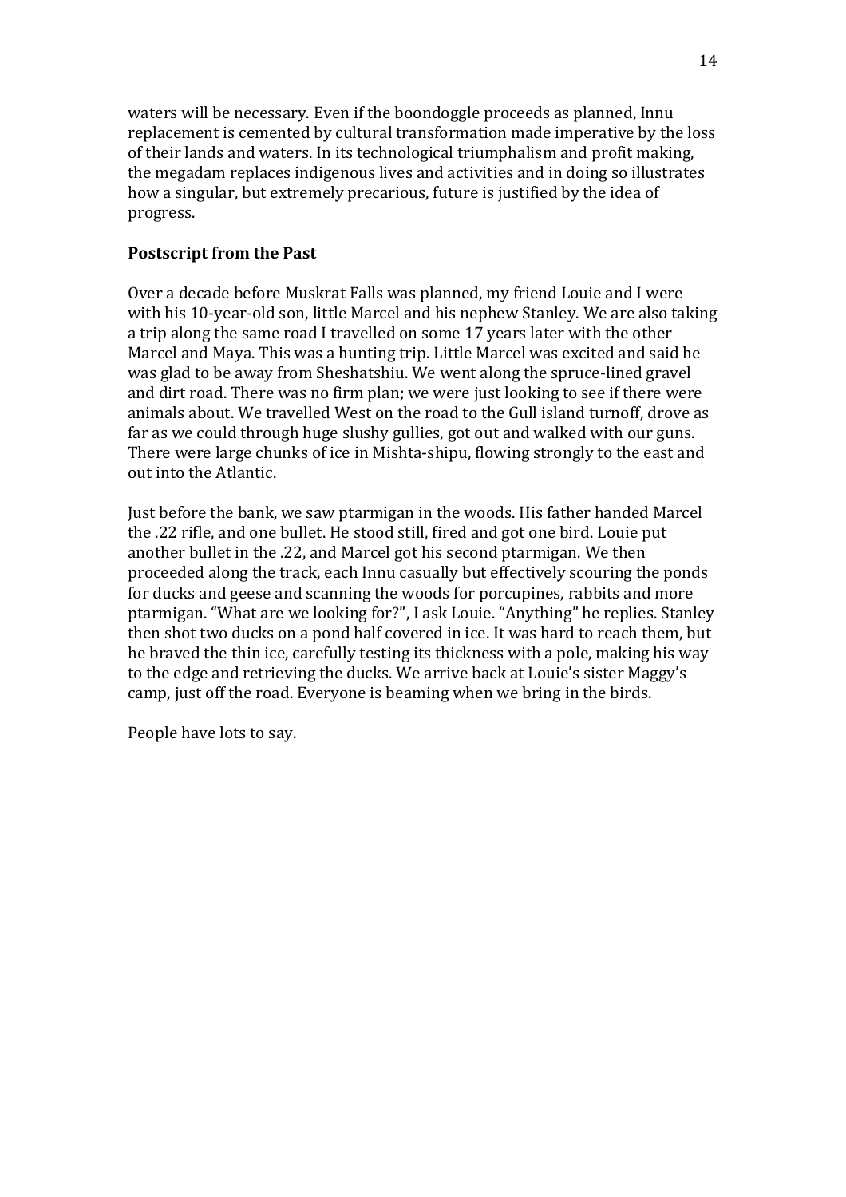waters will be necessary. Even if the boondoggle proceeds as planned, Innu replacement is cemented by cultural transformation made imperative by the loss of their lands and waters. In its technological triumphalism and profit making, the megadam replaces indigenous lives and activities and in doing so illustrates how a singular, but extremely precarious, future is justified by the idea of progress.

## Postscript from the Past

Over a decade before Muskrat Falls was planned, my friend Louie and I were with his 10-year-old son, little Marcel and his nephew Stanley. We are also taking a trip along the same road I travelled on some 17 years later with the other Marcel and Maya. This was a hunting trip. Little Marcel was excited and said he was glad to be away from Sheshatshiu. We went along the spruce-lined gravel and dirt road. There was no firm plan; we were just looking to see if there were animals about. We travelled West on the road to the Gull island turnoff, drove as far as we could through huge slushy gullies, got out and walked with our guns. There were large chunks of ice in Mishta-shipu, flowing strongly to the east and out into the Atlantic.

Just before the bank, we saw ptarmigan in the woods. His father handed Marcel the .22 rifle, and one bullet. He stood still, fired and got one bird. Louie put another bullet in the .22, and Marcel got his second ptarmigan. We then proceeded along the track, each Innu casually but effectively scouring the ponds for ducks and geese and scanning the woods for porcupines, rabbits and more ptarmigan. "What are we looking for?", I ask Louie. "Anything" he replies. Stanley then shot two ducks on a pond half covered in ice. It was hard to reach them, but he braved the thin ice, carefully testing its thickness with a pole, making his way to the edge and retrieving the ducks. We arrive back at Louie's sister Maggy's camp, just off the road. Everyone is beaming when we bring in the birds.

People have lots to say.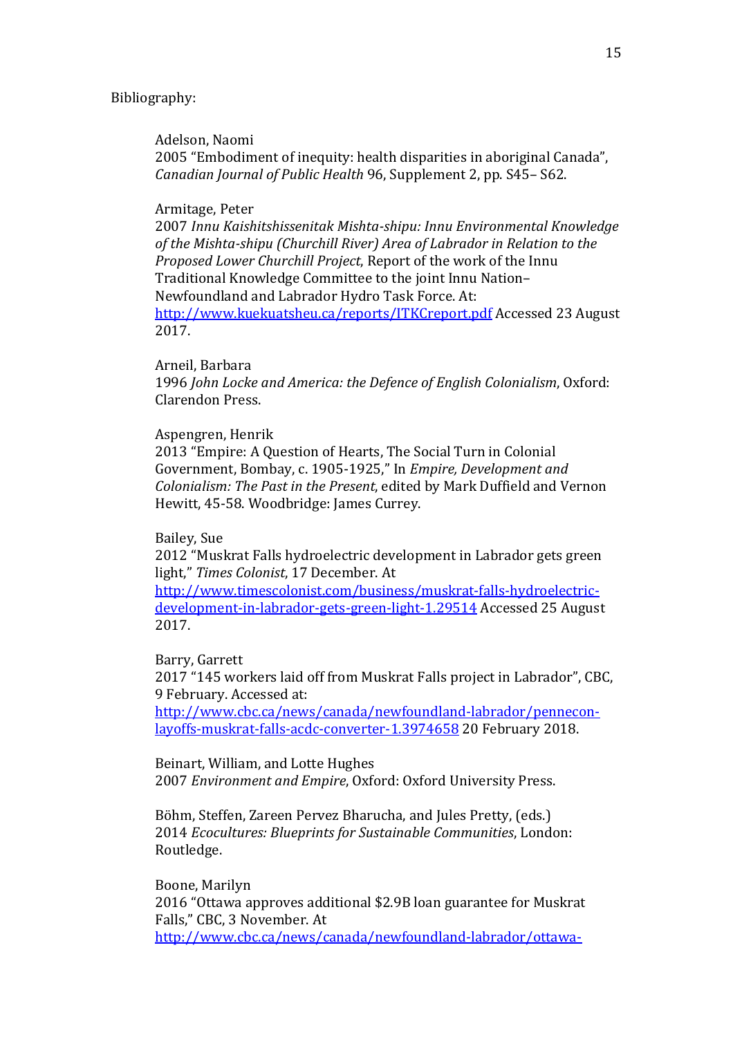Bibliography:

Adelson, Naomi
2005 "Embodiment of inequity: health disparities in aboriginal Canada", *Canadian Journal of Public Health* 96, Supplement 2, pp. S45– S62.

Armitage, Peter
2007 *Innu Kaishitshissenitak Mishta-shipu: Innu Environmental Knowledge of the Mishta-shipu (Churchill River) Area of Labrador in Relation to the Proposed Lower Churchill Project*, Report of the work of the Innu Traditional Knowledge Committee to the joint Innu Nation–Newfoundland and Labrador Hydro Task Force. At: http://www.kuekuatsheu.ca/reports/ITKCreport.pdf Accessed 23 August 2017.

Arneil, Barbara
1996 *John Locke and America: the Defence of English Colonialism*, Oxford: Clarendon Press.

Aspengren, Henrik
2013 "Empire: A Question of Hearts, The Social Turn in Colonial Government, Bombay, c. 1905-1925," In *Empire, Development and Colonialism: The Past in the Present*, edited by Mark Duffield and Vernon Hewitt, 45-58. Woodbridge: James Currey.

Bailey, Sue
2012 "Muskrat Falls hydroelectric development in Labrador gets green light," *Times Colonist*, 17 December. At http://www.timescolonist.com/business/muskrat-falls-hydroelectric-development-in-labrador-gets-green-light-1.29514 Accessed 25 August 2017.

Barry, Garrett
2017 "145 workers laid off from Muskrat Falls project in Labrador", CBC, 9 February. Accessed at: http://www.cbc.ca/news/canada/newfoundland-labrador/pennecon-layoffs-muskrat-falls-acdc-converter-1.3974658 20 February 2018.

Beinart, William, and Lotte Hughes
2007 *Environment and Empire*, Oxford: Oxford University Press.

Böhm, Steffen, Zareen Pervez Bharucha, and Jules Pretty, (eds.)
2014 *Ecocultures: Blueprints for Sustainable Communities*, London: Routledge.

Boone, Marilyn
2016 "Ottawa approves additional $2.9B loan guarantee for Muskrat Falls," CBC, 3 November. At http://www.cbc.ca/news/canada/newfoundland-labrador/ottawa-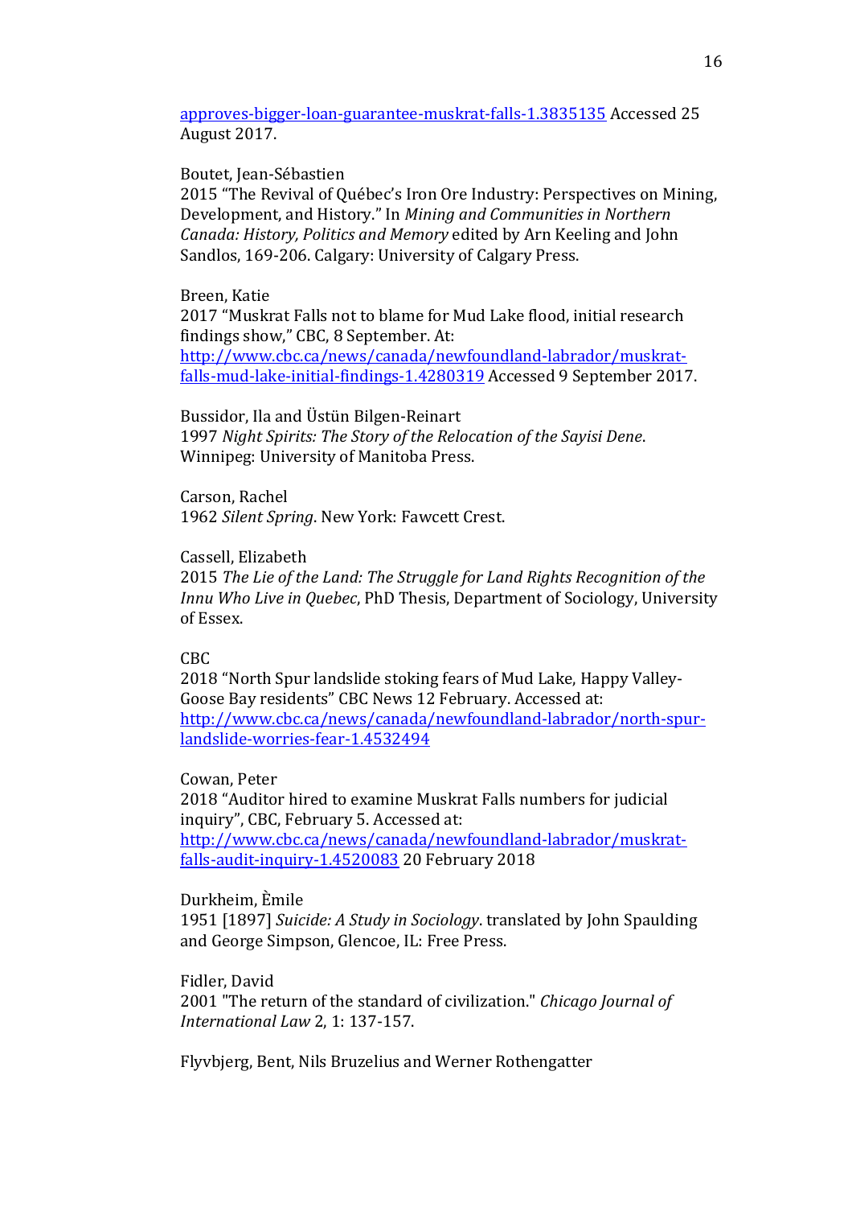[approves-bigger-loan-guarantee-muskrat-falls-1.3835135](approves-bigger-loan-guarantee-muskrat-falls-1.3835135) Accessed 25 August 2017.

Boutet, Jean-Sébastien
2015 "The Revival of Québec's Iron Ore Industry: Perspectives on Mining, Development, and History." In *Mining and Communities in Northern Canada: History, Politics and Memory* edited by Arn Keeling and John Sandlos, 169-206. Calgary: University of Calgary Press.

Breen, Katie
2017 "Muskrat Falls not to blame for Mud Lake flood, initial research findings show," CBC, 8 September. At: [http://www.cbc.ca/news/canada/newfoundland-labrador/muskrat-falls-mud-lake-initial-findings-1.4280319](http://www.cbc.ca/news/canada/newfoundland-labrador/muskrat-falls-mud-lake-initial-findings-1.4280319) Accessed 9 September 2017.

Bussidor, Ila and Üstün Bilgen-Reinart
1997 *Night Spirits: The Story of the Relocation of the Sayisi Dene*. Winnipeg: University of Manitoba Press.

Carson, Rachel
1962 *Silent Spring*. New York: Fawcett Crest.

Cassell, Elizabeth
2015 *The Lie of the Land: The Struggle for Land Rights Recognition of the Innu Who Live in Quebec*, PhD Thesis, Department of Sociology, University of Essex.

CBC
2018 "North Spur landslide stoking fears of Mud Lake, Happy Valley-Goose Bay residents" CBC News 12 February. Accessed at: [http://www.cbc.ca/news/canada/newfoundland-labrador/north-spur-landslide-worries-fear-1.4532494](http://www.cbc.ca/news/canada/newfoundland-labrador/north-spur-landslide-worries-fear-1.4532494)

Cowan, Peter
2018 "Auditor hired to examine Muskrat Falls numbers for judicial inquiry", CBC, February 5. Accessed at: [http://www.cbc.ca/news/canada/newfoundland-labrador/muskrat-falls-audit-inquiry-1.4520083](http://www.cbc.ca/news/canada/newfoundland-labrador/muskrat-falls-audit-inquiry-1.4520083) 20 February 2018

Durkheim, Èmile
1951 [1897] *Suicide: A Study in Sociology*. translated by John Spaulding and George Simpson, Glencoe, IL: Free Press.

Fidler, David
2001 "The return of the standard of civilization." *Chicago Journal of International Law* 2, 1: 137-157.

Flyvbjerg, Bent, Nils Bruzelius and Werner Rothengatter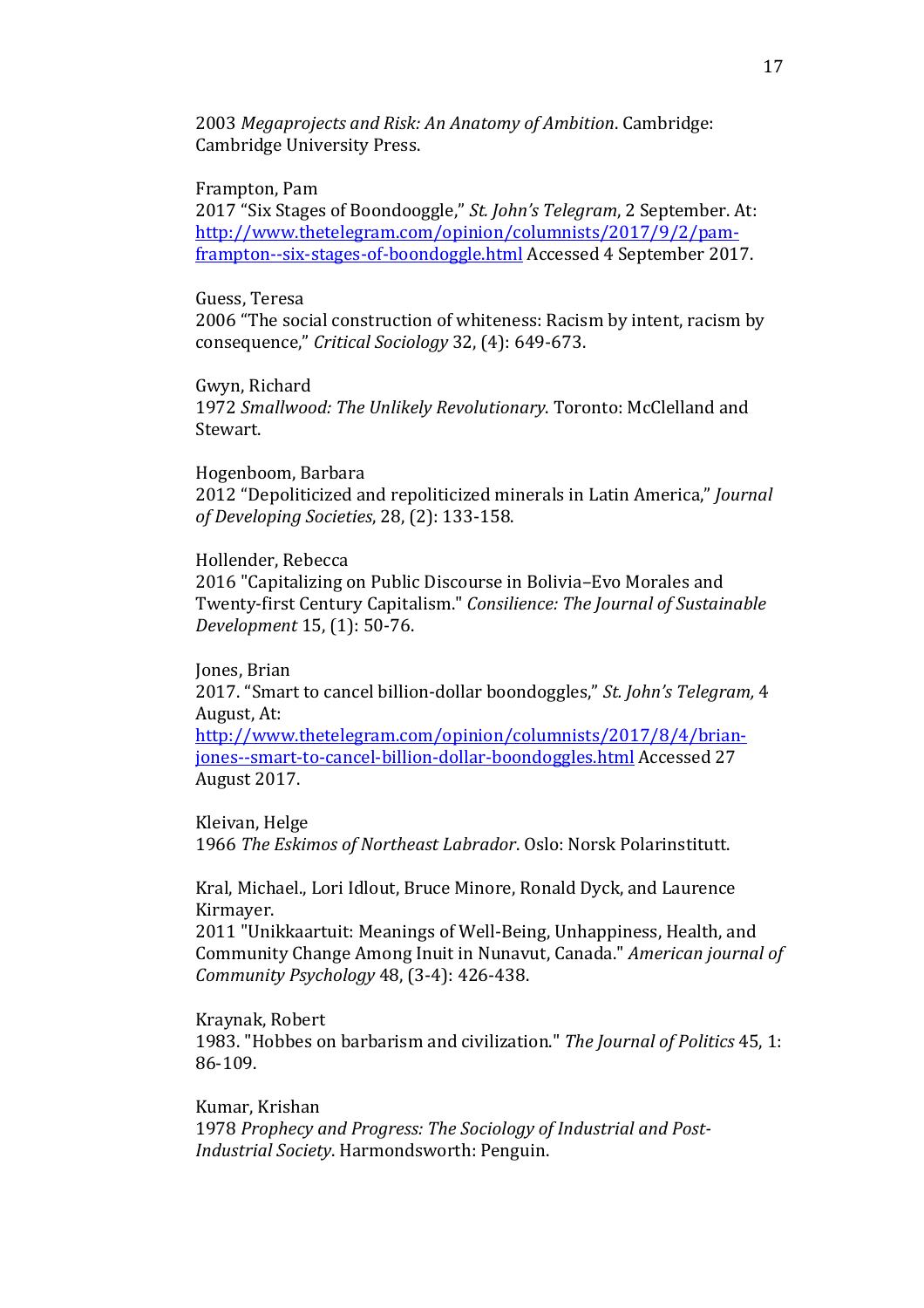2003 *Megaprojects and Risk: An Anatomy of Ambition*. Cambridge: Cambridge University Press.

Frampton, Pam
2017 "Six Stages of Boondooggle," *St. John's Telegram*, 2 September. At: [http://www.thetelegram.com/opinion/columnists/2017/9/2/pam-frampton--six-stages-of-boondoggle.html](http://www.thetelegram.com/opinion/columnists/2017/9/2/pam-frampton--six-stages-of-boondoggle.html) Accessed 4 September 2017.

Guess, Teresa
2006 "The social construction of whiteness: Racism by intent, racism by consequence," *Critical Sociology* 32, (4): 649-673.

Gwyn, Richard
1972 *Smallwood: The Unlikely Revolutionary*. Toronto: McClelland and Stewart.

Hogenboom, Barbara
2012 "Depoliticized and repoliticized minerals in Latin America," *Journal of Developing Societies*, 28, (2): 133-158.

Hollender, Rebecca
2016 "Capitalizing on Public Discourse in Bolivia–Evo Morales and Twenty-first Century Capitalism." *Consilience: The Journal of Sustainable Development* 15, (1): 50-76.

Jones, Brian
2017. "Smart to cancel billion-dollar boondoggles," *St. John's Telegram,* 4 August, At: [http://www.thetelegram.com/opinion/columnists/2017/8/4/brian-jones--smart-to-cancel-billion-dollar-boondoggles.html](http://www.thetelegram.com/opinion/columnists/2017/8/4/brian-jones--smart-to-cancel-billion-dollar-boondoggles.html) Accessed 27 August 2017.

Kleivan, Helge
1966 *The Eskimos of Northeast Labrador*. Oslo: Norsk Polarinstitutt.

Kral, Michael., Lori Idlout, Bruce Minore, Ronald Dyck, and Laurence Kirmayer.
2011 "Unikkaartuit: Meanings of Well-Being, Unhappiness, Health, and Community Change Among Inuit in Nunavut, Canada." *American journal of Community Psychology* 48, (3-4): 426-438.

Kraynak, Robert
1983. "Hobbes on barbarism and civilization." *The Journal of Politics* 45, 1: 86-109.

Kumar, Krishan
1978 *Prophecy and Progress: The Sociology of Industrial and Post-Industrial Society*. Harmondsworth: Penguin.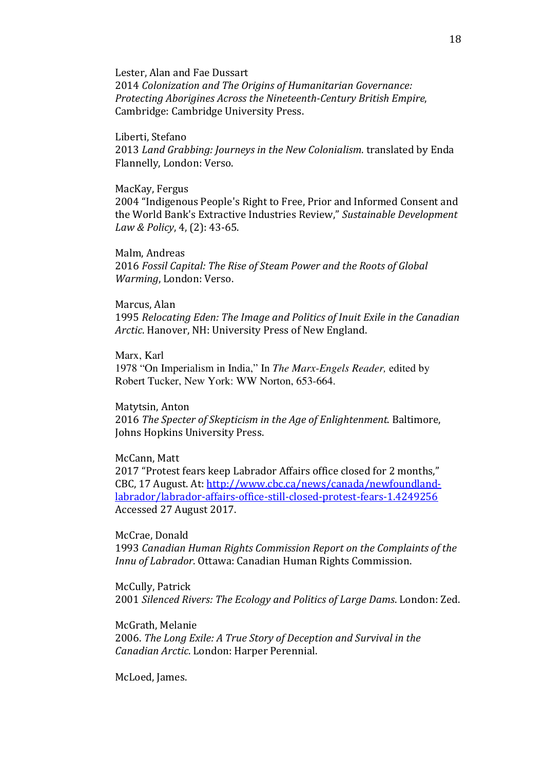Lester, Alan and Fae Dussart
2014 *Colonization and The Origins of Humanitarian Governance: Protecting Aborigines Across the Nineteenth-Century British Empire*, Cambridge: Cambridge University Press.

Liberti, Stefano
2013 *Land Grabbing: Journeys in the New Colonialism*. translated by Enda Flannelly, London: Verso.

MacKay, Fergus
2004 "Indigenous People's Right to Free, Prior and Informed Consent and the World Bank's Extractive Industries Review," *Sustainable Development Law & Policy*, 4, (2): 43-65.

Malm, Andreas
2016 *Fossil Capital: The Rise of Steam Power and the Roots of Global Warming*, London: Verso.

Marcus, Alan
1995 *Relocating Eden: The Image and Politics of Inuit Exile in the Canadian Arctic*. Hanover, NH: University Press of New England.

Marx, Karl
1978 "On Imperialism in India," In *The Marx-Engels Reader,* edited by Robert Tucker, New York: WW Norton, 653-664.

Matytsin, Anton
2016 *The Specter of Skepticism in the Age of Enlightenment.* Baltimore, Johns Hopkins University Press.

McCann, Matt
2017 "Protest fears keep Labrador Affairs office closed for 2 months," CBC, 17 August. At: [http://www.cbc.ca/news/canada/newfoundland-labrador/labrador-affairs-office-still-closed-protest-fears-1.4249256](http://www.cbc.ca/news/canada/newfoundland-labrador/labrador-affairs-office-still-closed-protest-fears-1.4249256) Accessed 27 August 2017.

McCrae, Donald
1993 *Canadian Human Rights Commission Report on the Complaints of the Innu of Labrador*. Ottawa: Canadian Human Rights Commission.

McCully, Patrick
2001 *Silenced Rivers: The Ecology and Politics of Large Dams*. London: Zed.

McGrath, Melanie
2006. *The Long Exile: A True Story of Deception and Survival in the Canadian Arctic*. London: Harper Perennial.

McLoed, James.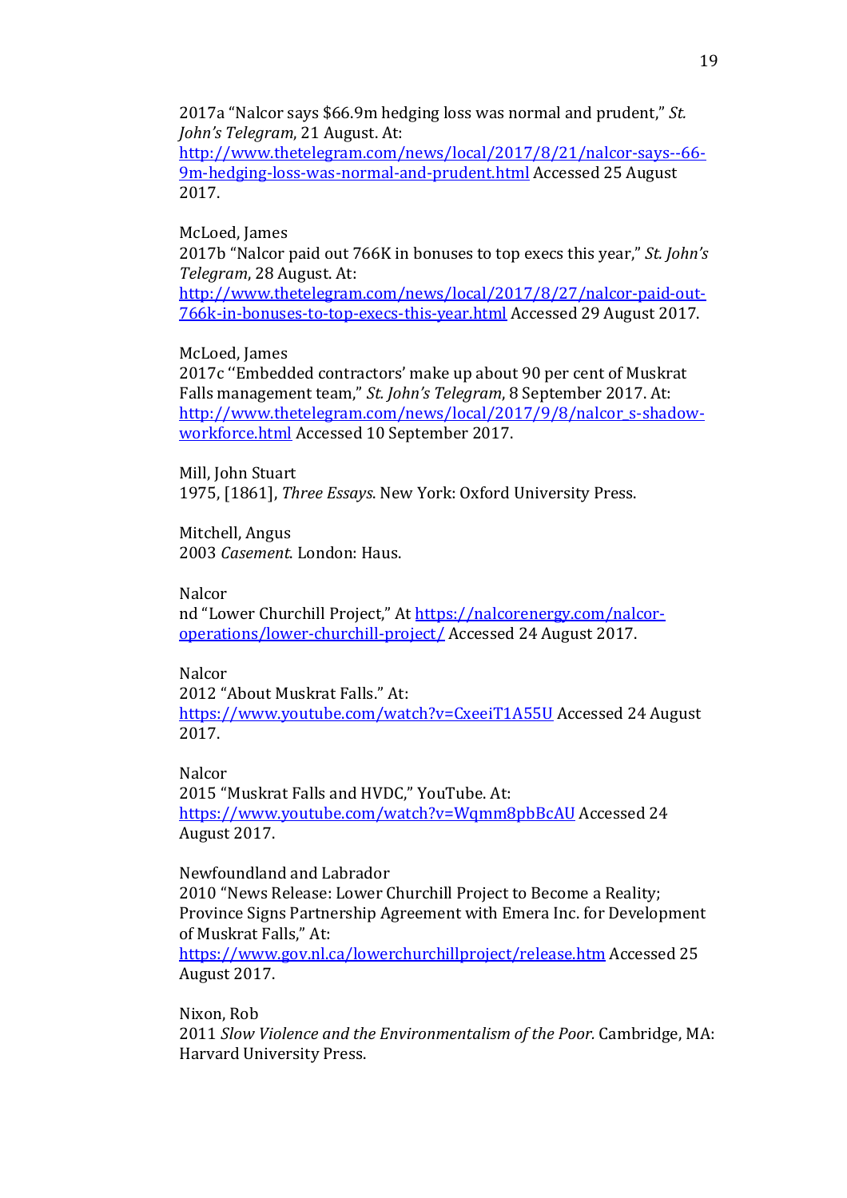2017a "Nalcor says $66.9m hedging loss was normal and prudent," *St. John's Telegram*, 21 August. At: http://www.thetelegram.com/news/local/2017/8/21/nalcor-says--66-9m-hedging-loss-was-normal-and-prudent.html Accessed 25 August 2017.

McLoed, James
2017b "Nalcor paid out 766K in bonuses to top execs this year," *St. John's Telegram*, 28 August. At: http://www.thetelegram.com/news/local/2017/8/27/nalcor-paid-out-766k-in-bonuses-to-top-execs-this-year.html Accessed 29 August 2017.

McLoed, James
2017c ''Embedded contractors' make up about 90 per cent of Muskrat Falls management team," *St. John's Telegram*, 8 September 2017. At: http://www.thetelegram.com/news/local/2017/9/8/nalcor_s-shadow-workforce.html Accessed 10 September 2017.

Mill, John Stuart
1975, [1861], *Three Essays*. New York: Oxford University Press.

Mitchell, Angus
2003 *Casement*. London: Haus.

Nalcor
nd "Lower Churchill Project," At https://nalcorenergy.com/nalcor-operations/lower-churchill-project/ Accessed 24 August 2017.

Nalcor
2012 "About Muskrat Falls." At: https://www.youtube.com/watch?v=CxeeiT1A55U Accessed 24 August 2017.

Nalcor
2015 "Muskrat Falls and HVDC," YouTube. At: https://www.youtube.com/watch?v=Wqmm8pbBcAU Accessed 24 August 2017.

Newfoundland and Labrador
2010 "News Release: Lower Churchill Project to Become a Reality; Province Signs Partnership Agreement with Emera Inc. for Development of Muskrat Falls," At: https://www.gov.nl.ca/lowerchurchillproject/release.htm Accessed 25 August 2017.

Nixon, Rob
2011 *Slow Violence and the Environmentalism of the Poor.* Cambridge, MA: Harvard University Press.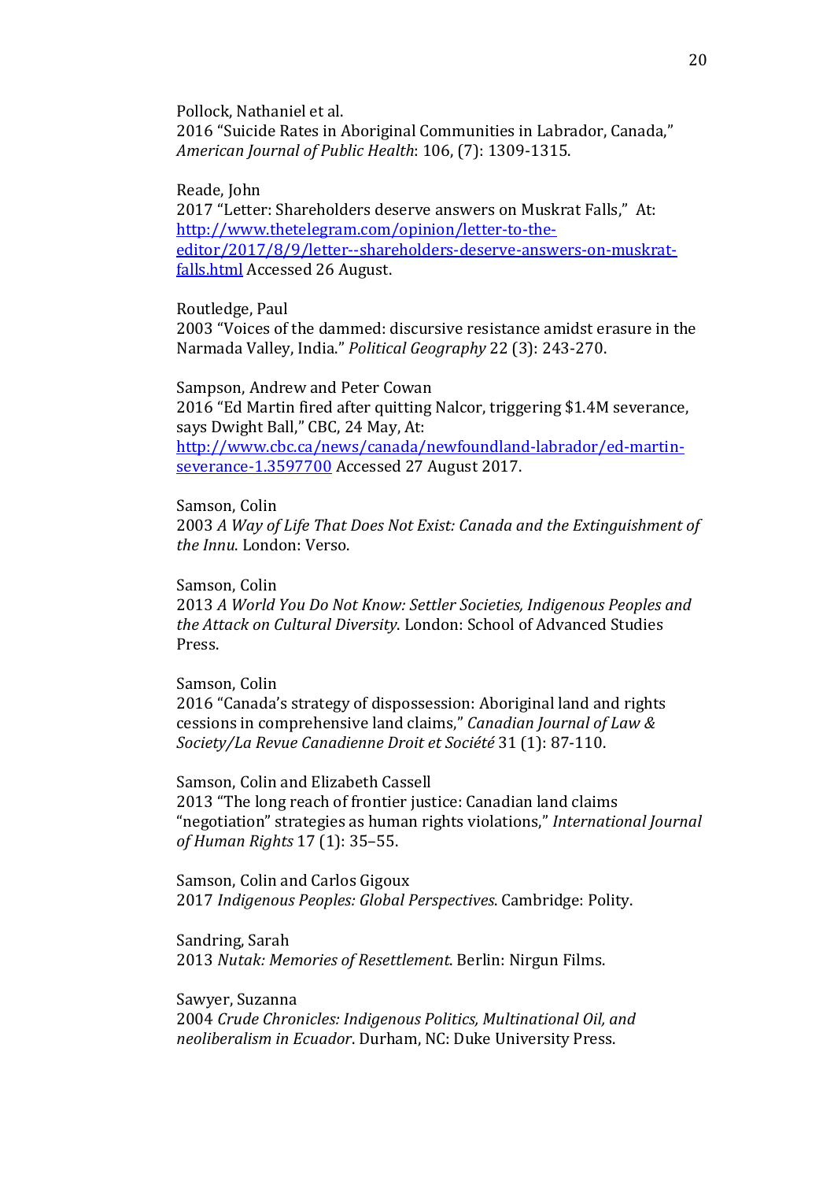Pollock, Nathaniel et al.
2016 "Suicide Rates in Aboriginal Communities in Labrador, Canada," *American Journal of Public Health*: 106, (7): 1309-1315.

Reade, John
2017 "Letter: Shareholders deserve answers on Muskrat Falls," At: [http://www.thetelegram.com/opinion/letter-to-the-editor/2017/8/9/letter--shareholders-deserve-answers-on-muskrat-falls.html](http://www.thetelegram.com/opinion/letter-to-the-editor/2017/8/9/letter--shareholders-deserve-answers-on-muskrat-falls.html) Accessed 26 August.

Routledge, Paul
2003 "Voices of the dammed: discursive resistance amidst erasure in the Narmada Valley, India." *Political Geography* 22 (3): 243-270.

Sampson, Andrew and Peter Cowan
2016 "Ed Martin fired after quitting Nalcor, triggering $1.4M severance, says Dwight Ball," CBC, 24 May, At: [http://www.cbc.ca/news/canada/newfoundland-labrador/ed-martin-severance-1.3597700](http://www.cbc.ca/news/canada/newfoundland-labrador/ed-martin-severance-1.3597700) Accessed 27 August 2017.

Samson, Colin
2003 *A Way of Life That Does Not Exist: Canada and the Extinguishment of the Innu*. London: Verso.

Samson, Colin
2013 *A World You Do Not Know: Settler Societies, Indigenous Peoples and the Attack on Cultural Diversity*. London: School of Advanced Studies Press.

Samson, Colin
2016 "Canada's strategy of dispossession: Aboriginal land and rights cessions in comprehensive land claims," *Canadian Journal of Law & Society/La Revue Canadienne Droit et Société* 31 (1): 87-110.

Samson, Colin and Elizabeth Cassell
2013 "The long reach of frontier justice: Canadian land claims "negotiation" strategies as human rights violations," *International Journal of Human Rights* 17 (1): 35–55.

Samson, Colin and Carlos Gigoux
2017 *Indigenous Peoples: Global Perspectives*. Cambridge: Polity.

Sandring, Sarah
2013 *Nutak: Memories of Resettlement*. Berlin: Nirgun Films.

Sawyer, Suzanna
2004 *Crude Chronicles: Indigenous Politics, Multinational Oil, and neoliberalism in Ecuador*. Durham, NC: Duke University Press.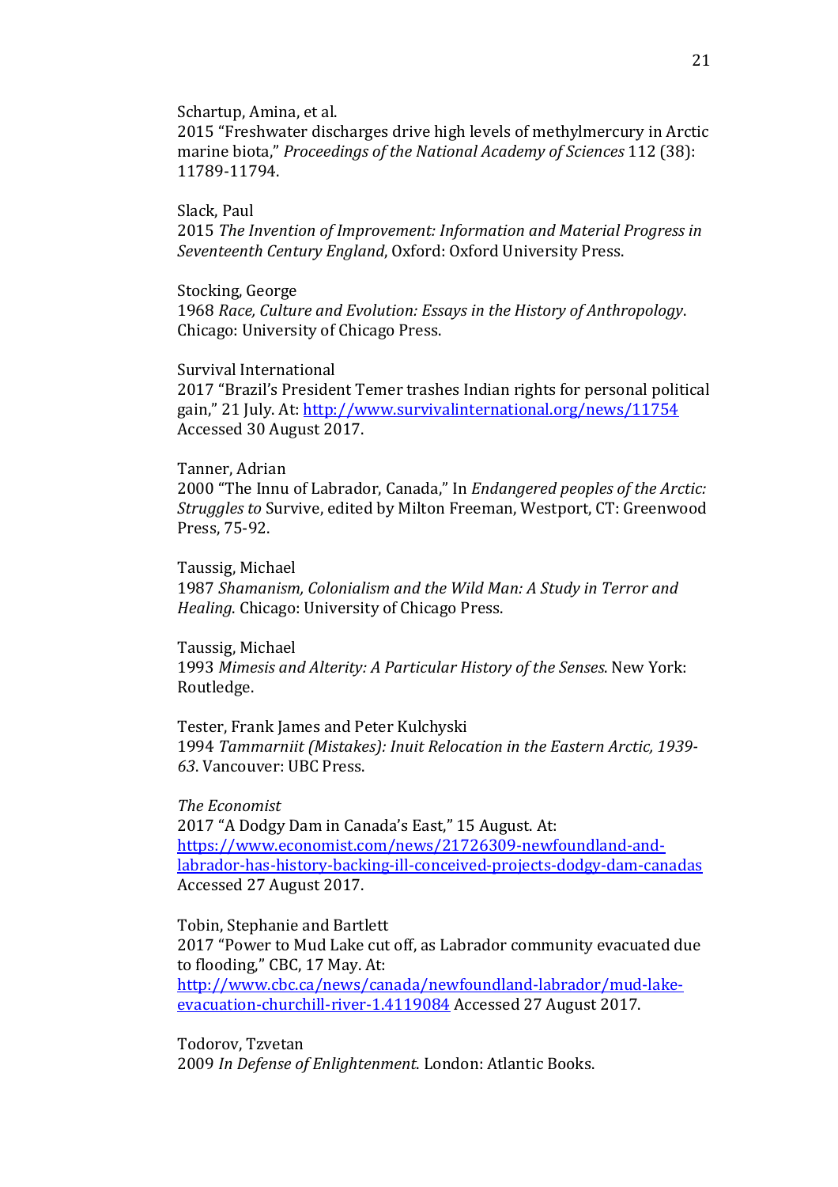Schartup, Amina, et al.
2015 "Freshwater discharges drive high levels of methylmercury in Arctic marine biota," *Proceedings of the National Academy of Sciences* 112 (38): 11789-11794.

Slack, Paul
2015 *The Invention of Improvement: Information and Material Progress in Seventeenth Century England*, Oxford: Oxford University Press.

Stocking, George
1968 *Race, Culture and Evolution: Essays in the History of Anthropology*. Chicago: University of Chicago Press.

Survival International
2017 "Brazil's President Temer trashes Indian rights for personal political gain," 21 July. At: http://www.survivalinternational.org/news/11754 Accessed 30 August 2017.

Tanner, Adrian
2000 "The Innu of Labrador, Canada," In *Endangered peoples of the Arctic: Struggles to* Survive, edited by Milton Freeman, Westport, CT: Greenwood Press, 75-92.

Taussig, Michael
1987 *Shamanism, Colonialism and the Wild Man: A Study in Terror and Healing.* Chicago: University of Chicago Press.

Taussig, Michael
1993 *Mimesis and Alterity: A Particular History of the Senses*. New York: Routledge.

Tester, Frank James and Peter Kulchyski
1994 *Tammarniit (Mistakes): Inuit Relocation in the Eastern Arctic, 1939-63*. Vancouver: UBC Press.

*The Economist*
2017 "A Dodgy Dam in Canada's East," 15 August. At: https://www.economist.com/news/21726309-newfoundland-and-labrador-has-history-backing-ill-conceived-projects-dodgy-dam-canadas Accessed 27 August 2017.

Tobin, Stephanie and Bartlett
2017 "Power to Mud Lake cut off, as Labrador community evacuated due to flooding," CBC, 17 May. At: http://www.cbc.ca/news/canada/newfoundland-labrador/mud-lake-evacuation-churchill-river-1.4119084 Accessed 27 August 2017.

Todorov, Tzvetan
2009 *In Defense of Enlightenment.* London: Atlantic Books.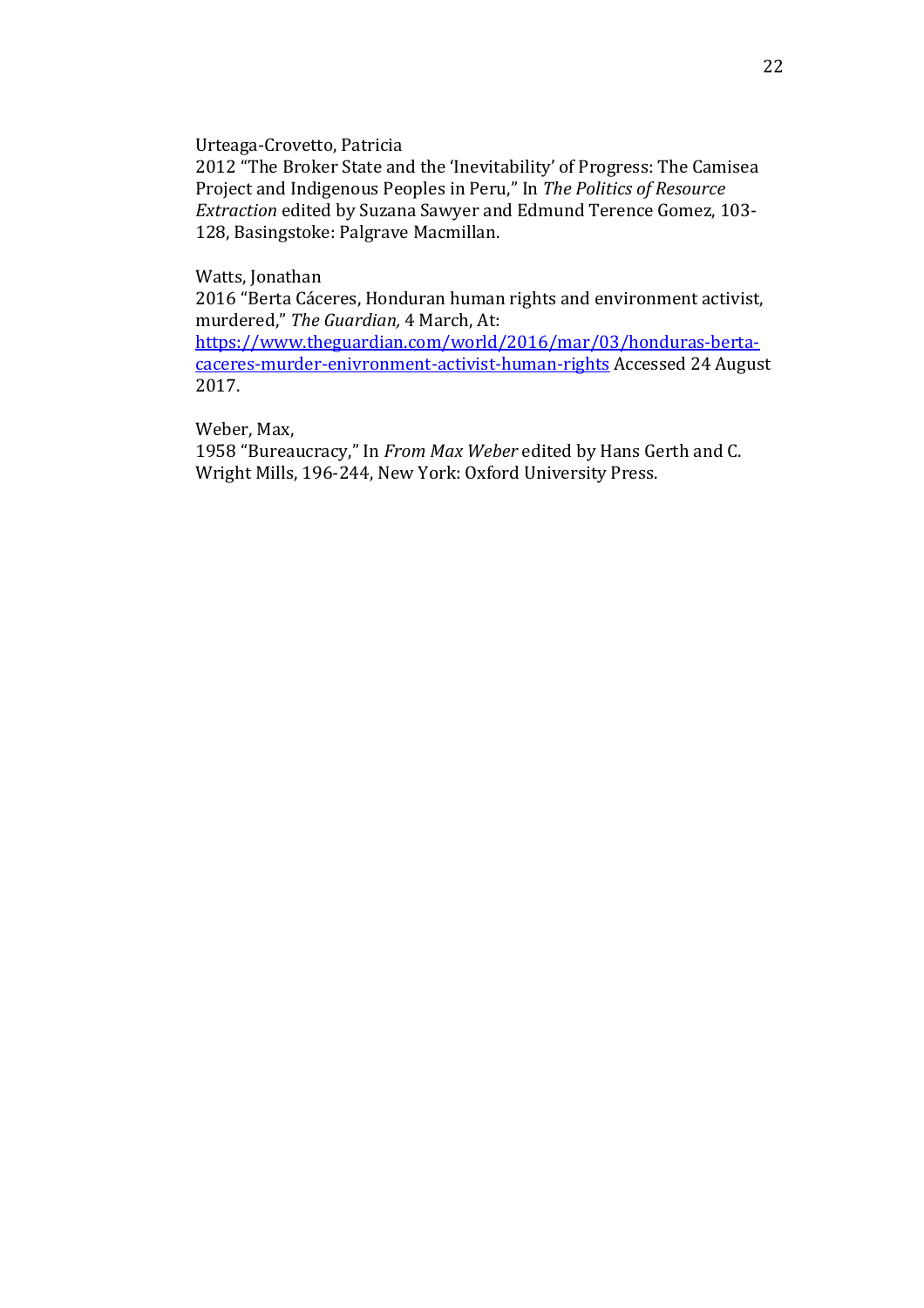Urteaga-Crovetto, Patricia

2012 “The Broker State and the ‘Inevitability’ of Progress: The Camisea Project and Indigenous Peoples in Peru,” In *The Politics of Resource Extraction* edited by Suzana Sawyer and Edmund Terence Gomez, 103-128, Basingstoke: Palgrave Macmillan.

Watts, Jonathan

2016 “Berta Cáceres, Honduran human rights and environment activist, murdered,” *The Guardian,* 4 March, At: [https://www.theguardian.com/world/2016/mar/03/honduras-berta-caceres-murder-enivronment-activist-human-rights](https://www.theguardian.com/world/2016/mar/03/honduras-berta-caceres-murder-enivronment-activist-human-rights) Accessed 24 August 2017.

Weber, Max,

1958 “Bureaucracy,” In *From Max Weber* edited by Hans Gerth and C. Wright Mills, 196-244, New York: Oxford University Press.